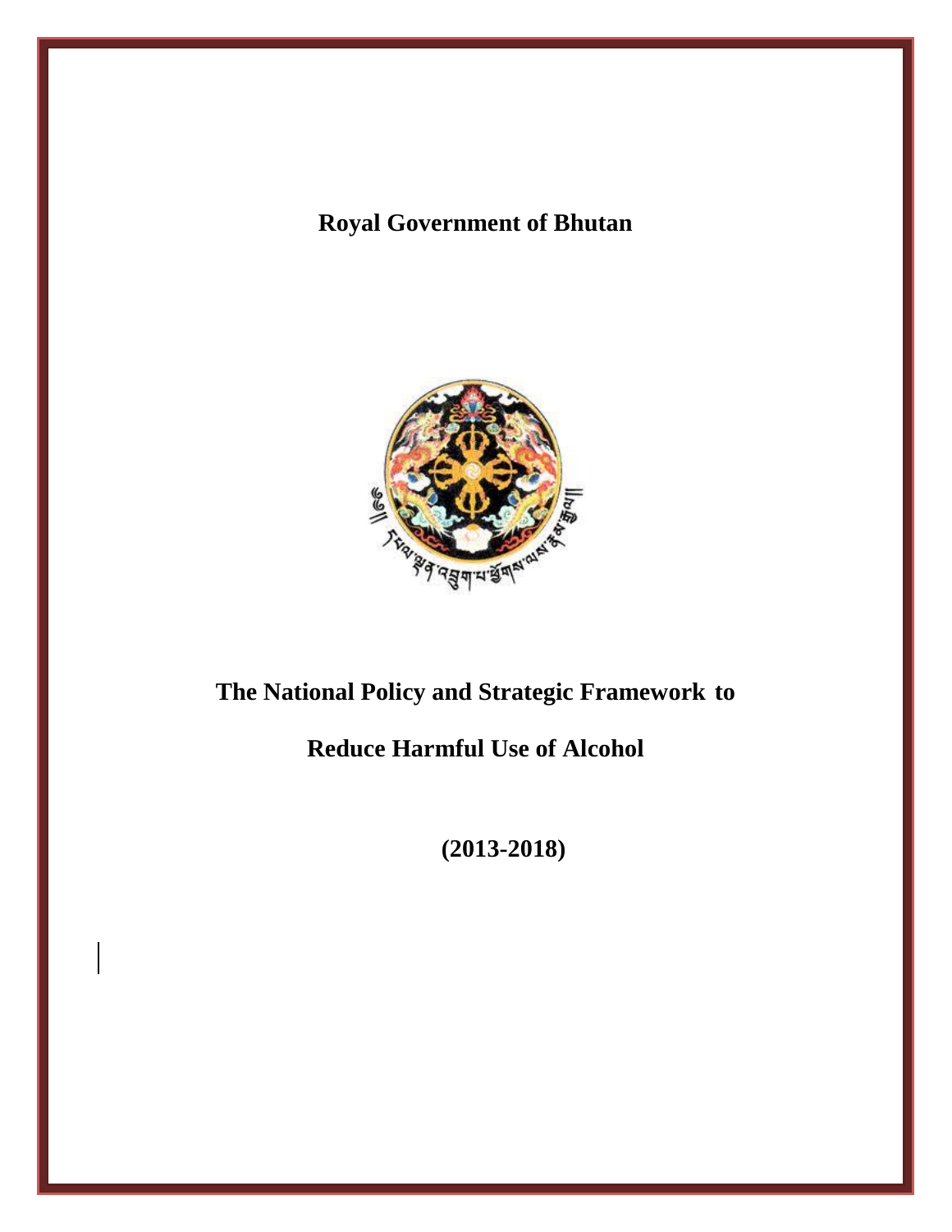**Royal Government of Bhutan**

# The National Policy and Strategic Framework to Reduce Harmful Use of Alcohol

**(2013-2018)**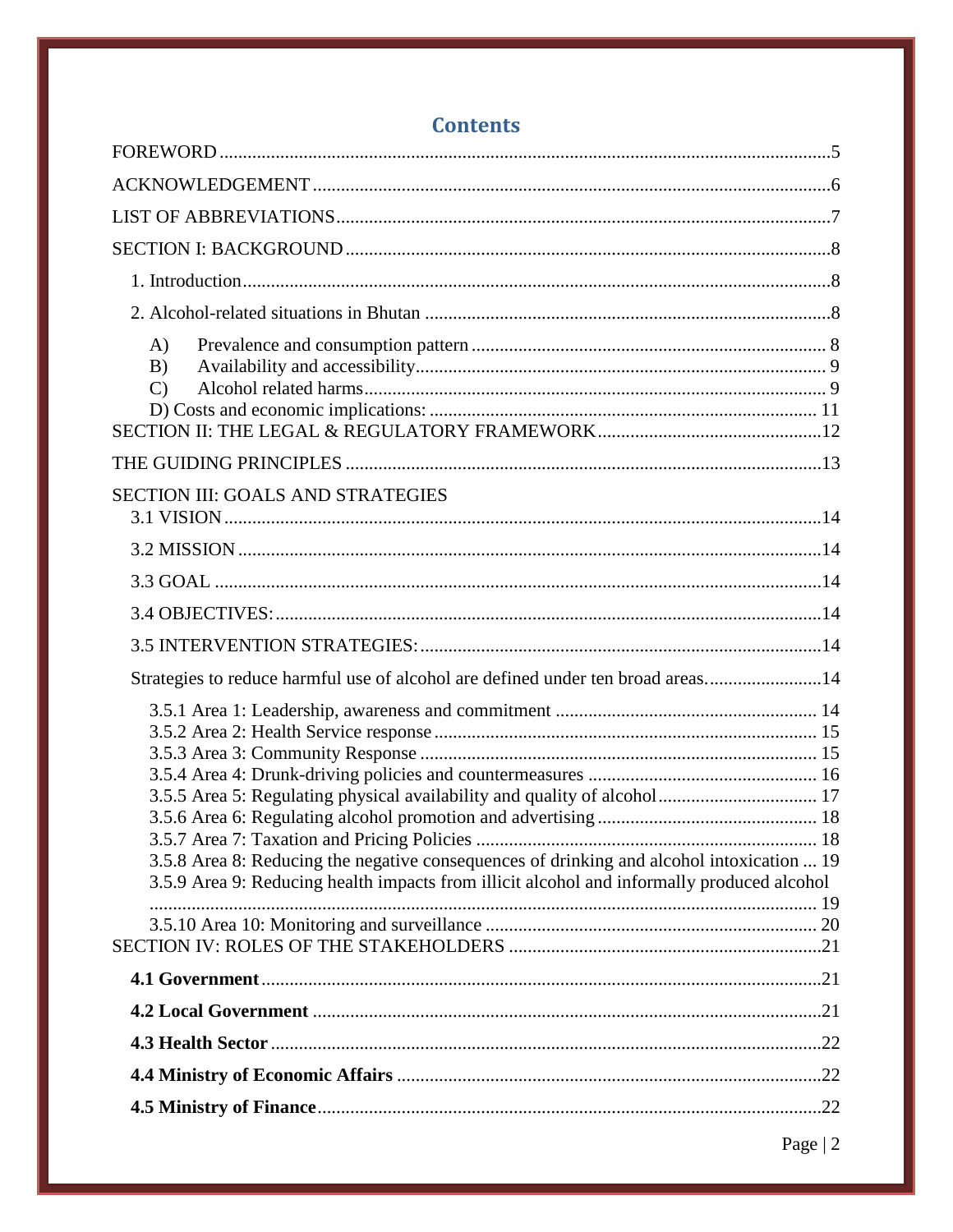# Contents

FOREWORD ........................................................................................................................5

ACKNOWLEDGEMENT .........................................................................................................6

LIST OF ABBREVIATIONS.....................................................................................................7

SECTION I: BACKGROUND ..................................................................................................8

1. Introduction.......................................................................................................................8

2. Alcohol-related situations in Bhutan ...................................................................................8

A) Prevalence and consumption pattern ..................................................................... 8
B) Availability and accessibility.................................................................................. 9
C) Alcohol related harms............................................................................................ 9
D) Costs and economic implications: ......................................................................... 11

SECTION II: THE LEGAL & REGULATORY FRAMEWORK.....................................................12

THE GUIDING PRINCIPLES .................................................................................................13

SECTION III: GOALS AND STRATEGIES

3.1 VISION .........................................................................................................................14

3.2 MISSION ......................................................................................................................14

3.3 GOAL ...........................................................................................................................14

3.4 OBJECTIVES:................................................................................................................14

3.5 INTERVENTION STRATEGIES:........................................................................................14

Strategies to reduce harmful use of alcohol are defined under ten broad areas.........................14

3.5.1 Area 1: Leadership, awareness and commitment .......................................................... 14
3.5.2 Area 2: Health Service response .................................................................................. 15
3.5.3 Area 3: Community Response ...................................................................................... 15
3.5.4 Area 4: Drunk-driving policies and countermeasures ................................................... 16
3.5.5 Area 5: Regulating physical availability and quality of alcohol..................................... 17
3.5.6 Area 6: Regulating alcohol promotion and advertising ................................................. 18
3.5.7 Area 7: Taxation and Pricing Policies .......................................................................... 18
3.5.8 Area 8: Reducing the negative consequences of drinking and alcohol intoxication ... 19
3.5.9 Area 9: Reducing health impacts from illicit alcohol and informally produced alcohol ............................................................................................................................. 19
3.5.10 Area 10: Monitoring and surveillance ....................................................................... 20

SECTION IV: ROLES OF THE STAKEHOLDERS ...................................................................21

**4.1 Government**.........................................................................................................21

**4.2 Local Government** ...............................................................................................21

**4.3 Health Sector**......................................................................................................22

**4.4 Ministry of Economic Affairs** ...............................................................................22

**4.5 Ministry of Finance**..............................................................................................22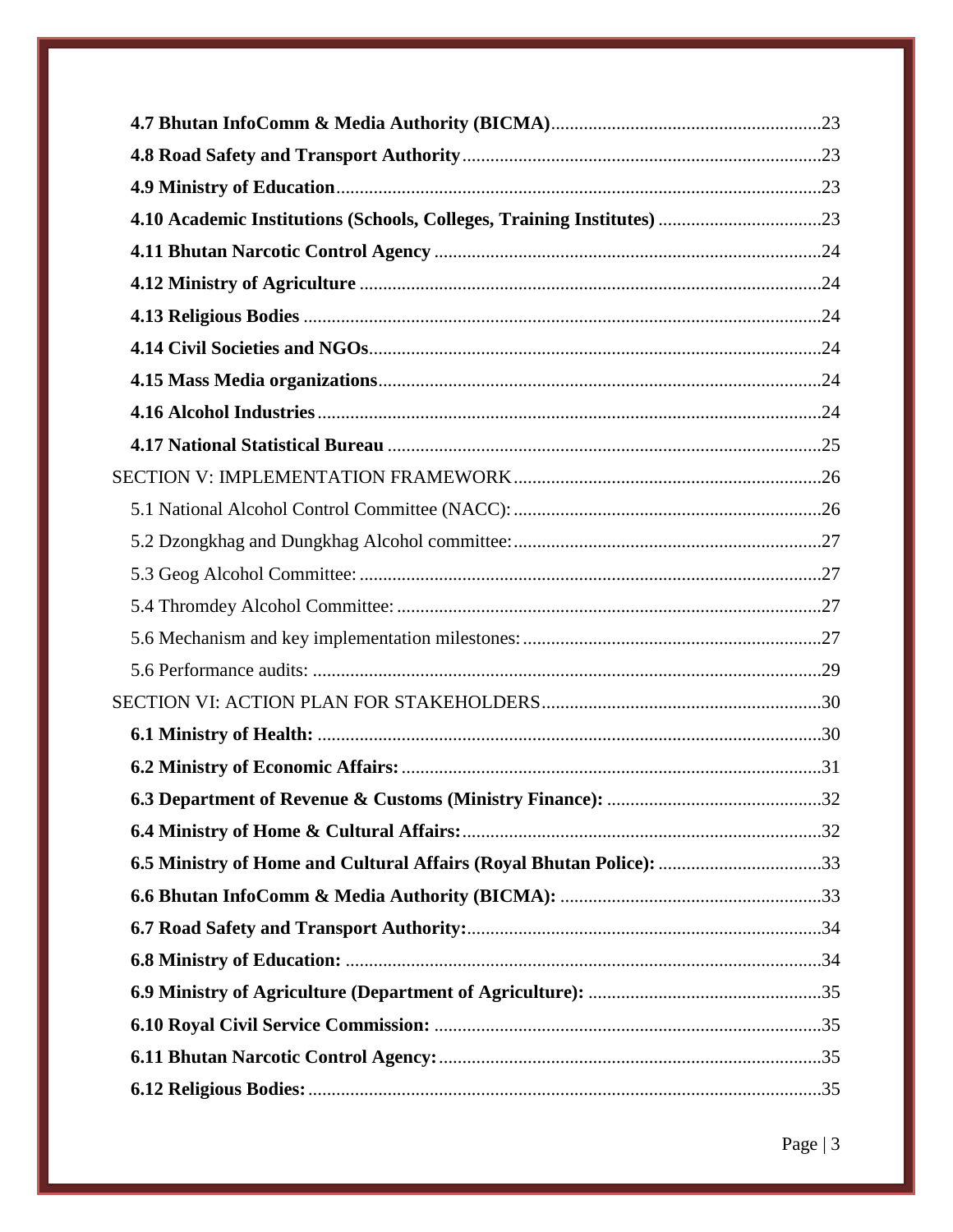**4.7 Bhutan InfoComm & Media Authority (BICMA)** .......... 23

**4.8 Road Safety and Transport Authority** .......... 23

**4.9 Ministry of Education** .......... 23

**4.10 Academic Institutions (Schools, Colleges, Training Institutes)** .......... 23

**4.11 Bhutan Narcotic Control Agency** .......... 24

**4.12 Ministry of Agriculture** .......... 24

**4.13 Religious Bodies** .......... 24

**4.14 Civil Societies and NGOs** .......... 24

**4.15 Mass Media organizations** .......... 24

**4.16 Alcohol Industries** .......... 24

**4.17 National Statistical Bureau** .......... 25

SECTION V: IMPLEMENTATION FRAMEWORK .......... 26

5.1 National Alcohol Control Committee (NACC): .......... 26

5.2 Dzongkhag and Dungkhag Alcohol committee: .......... 27

5.3 Geog Alcohol Committee: .......... 27

5.4 Thromdey Alcohol Committee: .......... 27

5.6 Mechanism and key implementation milestones: .......... 27

5.6 Performance audits: .......... 29

SECTION VI: ACTION PLAN FOR STAKEHOLDERS .......... 30

**6.1 Ministry of Health:** .......... 30

**6.2 Ministry of Economic Affairs:** .......... 31

**6.3 Department of Revenue & Customs (Ministry Finance):** .......... 32

**6.4 Ministry of Home & Cultural Affairs:** .......... 32

**6.5 Ministry of Home and Cultural Affairs (Royal Bhutan Police):** .......... 33

**6.6 Bhutan InfoComm & Media Authority (BICMA):** .......... 33

**6.7 Road Safety and Transport Authority:** .......... 34

**6.8 Ministry of Education:** .......... 34

**6.9 Ministry of Agriculture (Department of Agriculture):** .......... 35

**6.10 Royal Civil Service Commission:** .......... 35

**6.11 Bhutan Narcotic Control Agency:** .......... 35

**6.12 Religious Bodies:** .......... 35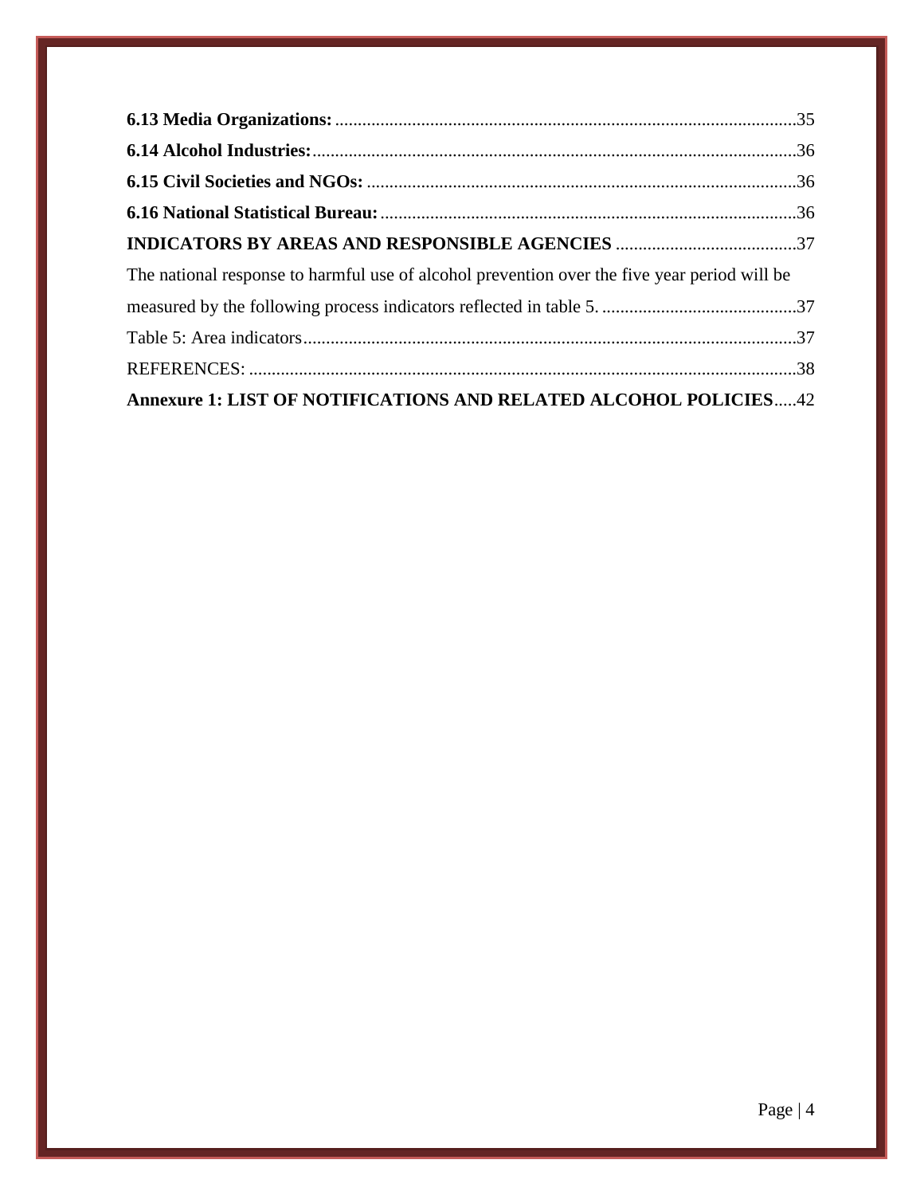**6.13 Media Organizations:** ..................................................................................................35

**6.14 Alcohol Industries:**........................................................................................................36

**6.15 Civil Societies and NGOs:** ............................................................................................36

**6.16 National Statistical Bureau:**.........................................................................................36

**INDICATORS BY AREAS AND RESPONSIBLE AGENCIES** ........................................37

The national response to harmful use of alcohol prevention over the five year period will be measured by the following process indicators reflected in table 5. ...........................................37

Table 5: Area indicators..........................................................................................................37

REFERENCES: ......................................................................................................................38

**Annexure 1: LIST OF NOTIFICATIONS AND RELATED ALCOHOL POLICIES**.....42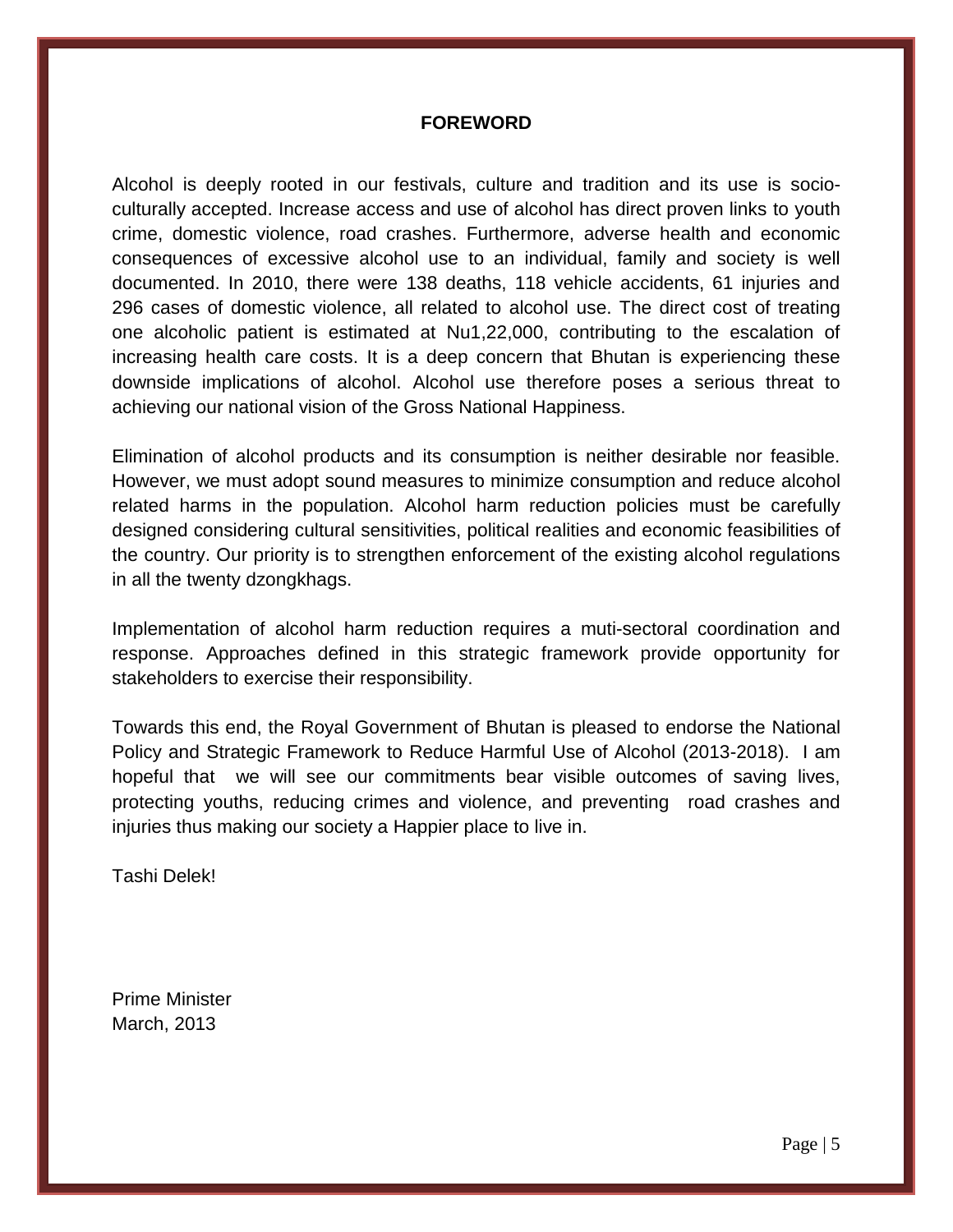# FOREWORD

Alcohol is deeply rooted in our festivals, culture and tradition and its use is socio-culturally accepted. Increase access and use of alcohol has direct proven links to youth crime, domestic violence, road crashes. Furthermore, adverse health and economic consequences of excessive alcohol use to an individual, family and society is well documented. In 2010, there were 138 deaths, 118 vehicle accidents, 61 injuries and 296 cases of domestic violence, all related to alcohol use. The direct cost of treating one alcoholic patient is estimated at Nu1,22,000, contributing to the escalation of increasing health care costs. It is a deep concern that Bhutan is experiencing these downside implications of alcohol. Alcohol use therefore poses a serious threat to achieving our national vision of the Gross National Happiness.

Elimination of alcohol products and its consumption is neither desirable nor feasible. However, we must adopt sound measures to minimize consumption and reduce alcohol related harms in the population. Alcohol harm reduction policies must be carefully designed considering cultural sensitivities, political realities and economic feasibilities of the country. Our priority is to strengthen enforcement of the existing alcohol regulations in all the twenty dzongkhags.

Implementation of alcohol harm reduction requires a muti-sectoral coordination and response. Approaches defined in this strategic framework provide opportunity for stakeholders to exercise their responsibility.

Towards this end, the Royal Government of Bhutan is pleased to endorse the National Policy and Strategic Framework to Reduce Harmful Use of Alcohol (2013-2018). I am hopeful that we will see our commitments bear visible outcomes of saving lives, protecting youths, reducing crimes and violence, and preventing road crashes and injuries thus making our society a Happier place to live in.

Tashi Delek!

Prime Minister
March, 2013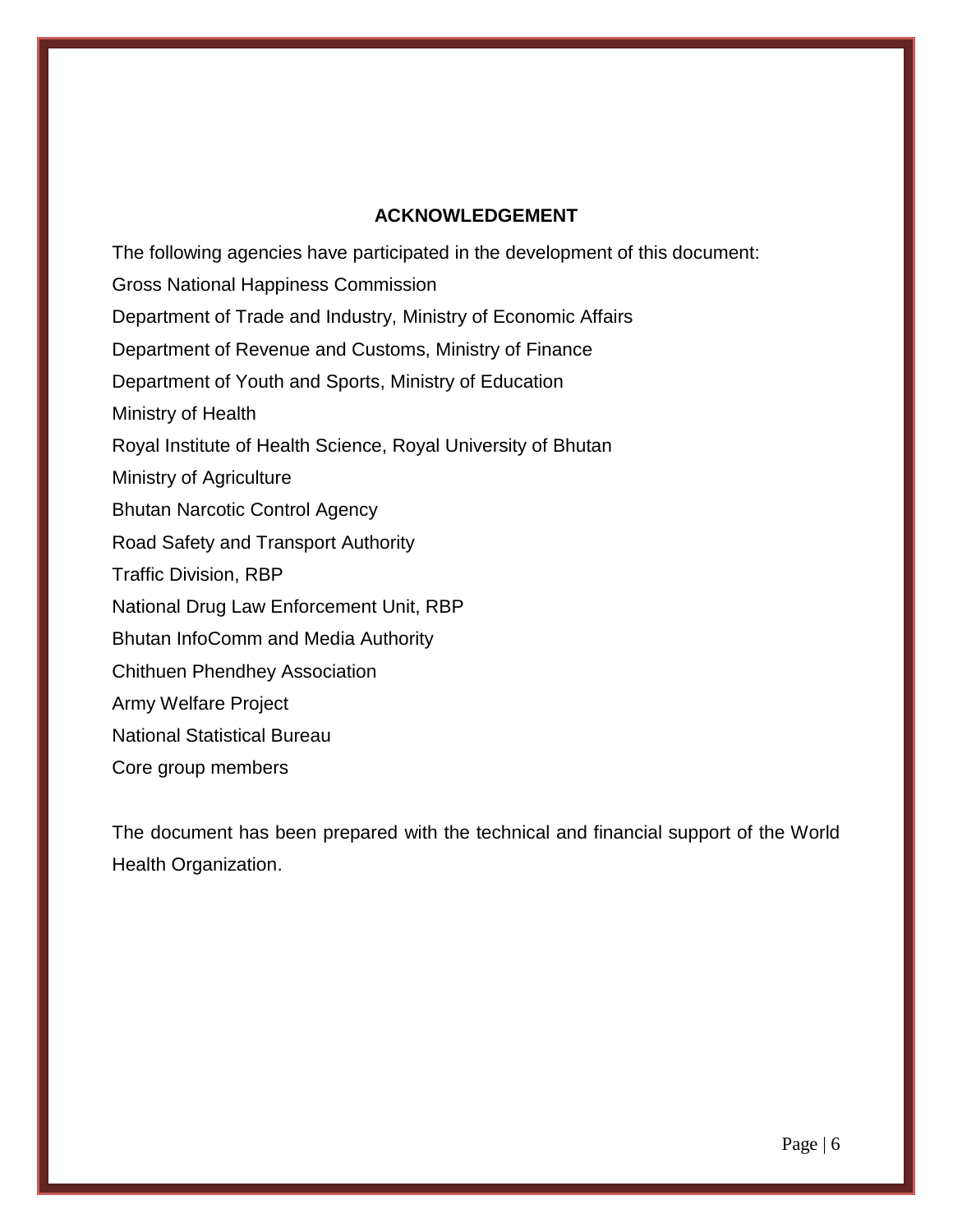## ACKNOWLEDGEMENT

The following agencies have participated in the development of this document:

Gross National Happiness Commission

Department of Trade and Industry, Ministry of Economic Affairs

Department of Revenue and Customs, Ministry of Finance

Department of Youth and Sports, Ministry of Education

Ministry of Health

Royal Institute of Health Science, Royal University of Bhutan

Ministry of Agriculture

Bhutan Narcotic Control Agency

Road Safety and Transport Authority

Traffic Division, RBP

National Drug Law Enforcement Unit, RBP

Bhutan InfoComm and Media Authority

Chithuen Phendhey Association

Army Welfare Project

National Statistical Bureau

Core group members

The document has been prepared with the technical and financial support of the World Health Organization.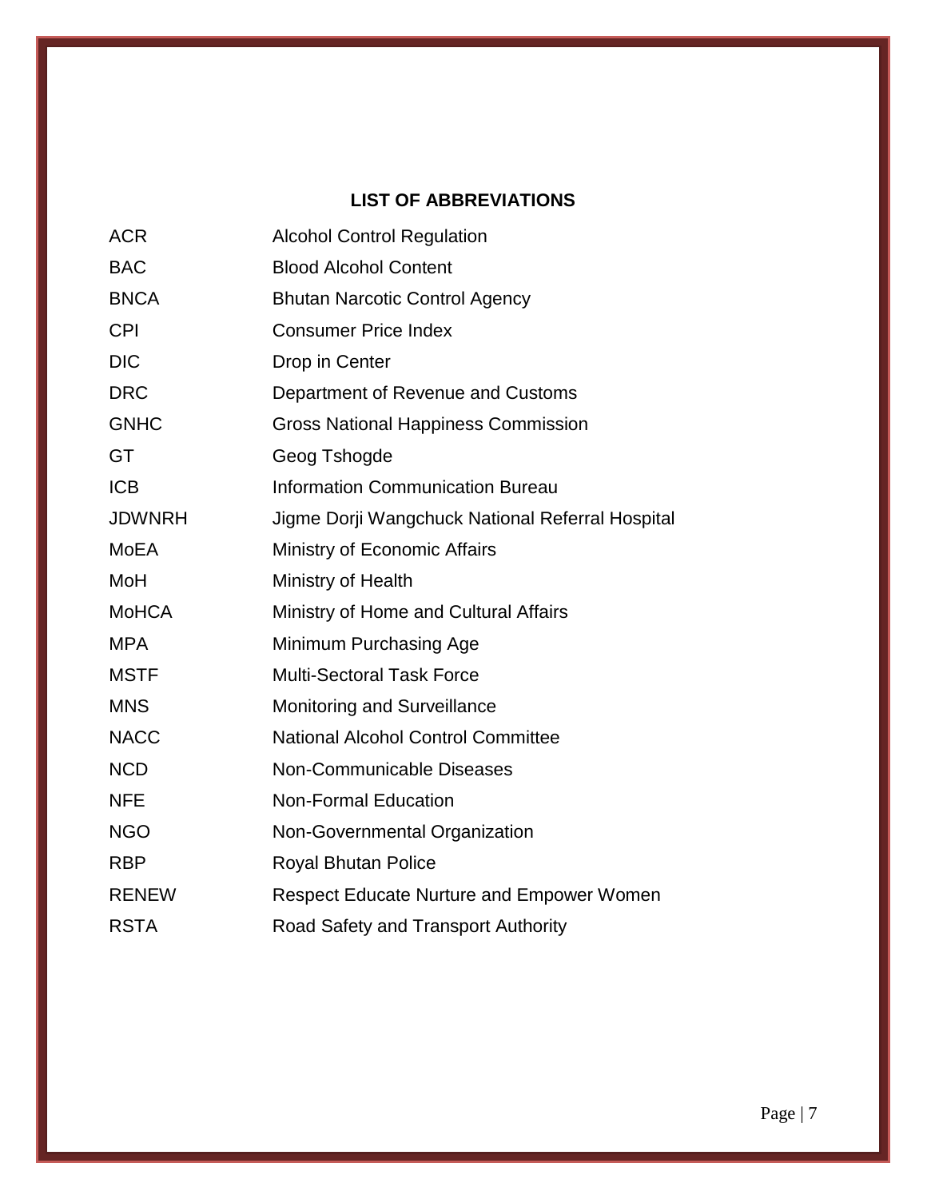## LIST OF ABBREVIATIONS

| | |
|---|---|
| ACR | Alcohol Control Regulation |
| BAC | Blood Alcohol Content |
| BNCA | Bhutan Narcotic Control Agency |
| CPI | Consumer Price Index |
| DIC | Drop in Center |
| DRC | Department of Revenue and Customs |
| GNHC | Gross National Happiness Commission |
| GT | Geog Tshogde |
| ICB | Information Communication Bureau |
| JDWNRH | Jigme Dorji Wangchuck National Referral Hospital |
| MoEA | Ministry of Economic Affairs |
| MoH | Ministry of Health |
| MoHCA | Ministry of Home and Cultural Affairs |
| MPA | Minimum Purchasing Age |
| MSTF | Multi-Sectoral Task Force |
| MNS | Monitoring and Surveillance |
| NACC | National Alcohol Control Committee |
| NCD | Non-Communicable Diseases |
| NFE | Non-Formal Education |
| NGO | Non-Governmental Organization |
| RBP | Royal Bhutan Police |
| RENEW | Respect Educate Nurture and Empower Women |
| RSTA | Road Safety and Transport Authority |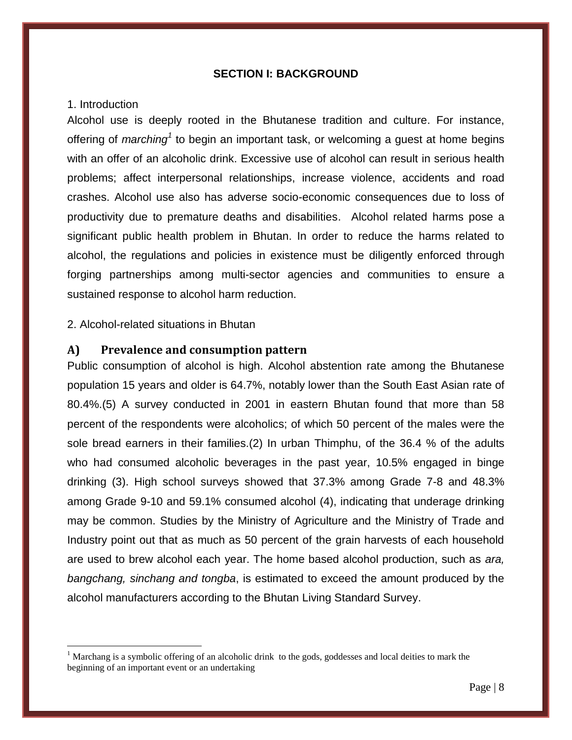## SECTION I: BACKGROUND

1. Introduction

Alcohol use is deeply rooted in the Bhutanese tradition and culture. For instance, offering of *marching*[1] to begin an important task, or welcoming a guest at home begins with an offer of an alcoholic drink. Excessive use of alcohol can result in serious health problems; affect interpersonal relationships, increase violence, accidents and road crashes. Alcohol use also has adverse socio-economic consequences due to loss of productivity due to premature deaths and disabilities. Alcohol related harms pose a significant public health problem in Bhutan. In order to reduce the harms related to alcohol, the regulations and policies in existence must be diligently enforced through forging partnerships among multi-sector agencies and communities to ensure a sustained response to alcohol harm reduction.

2. Alcohol-related situations in Bhutan

### A) Prevalence and consumption pattern

Public consumption of alcohol is high. Alcohol abstention rate among the Bhutanese population 15 years and older is 64.7%, notably lower than the South East Asian rate of 80.4%.(5) A survey conducted in 2001 in eastern Bhutan found that more than 58 percent of the respondents were alcoholics; of which 50 percent of the males were the sole bread earners in their families.(2) In urban Thimphu, of the 36.4 % of the adults who had consumed alcoholic beverages in the past year, 10.5% engaged in binge drinking (3). High school surveys showed that 37.3% among Grade 7-8 and 48.3% among Grade 9-10 and 59.1% consumed alcohol (4), indicating that underage drinking may be common. Studies by the Ministry of Agriculture and the Ministry of Trade and Industry point out that as much as 50 percent of the grain harvests of each household are used to brew alcohol each year. The home based alcohol production, such as *ara, bangchang, sinchang and tongba*, is estimated to exceed the amount produced by the alcohol manufacturers according to the Bhutan Living Standard Survey.

---

[1] Marchang is a symbolic offering of an alcoholic drink to the gods, goddesses and local deities to mark the beginning of an important event or an undertaking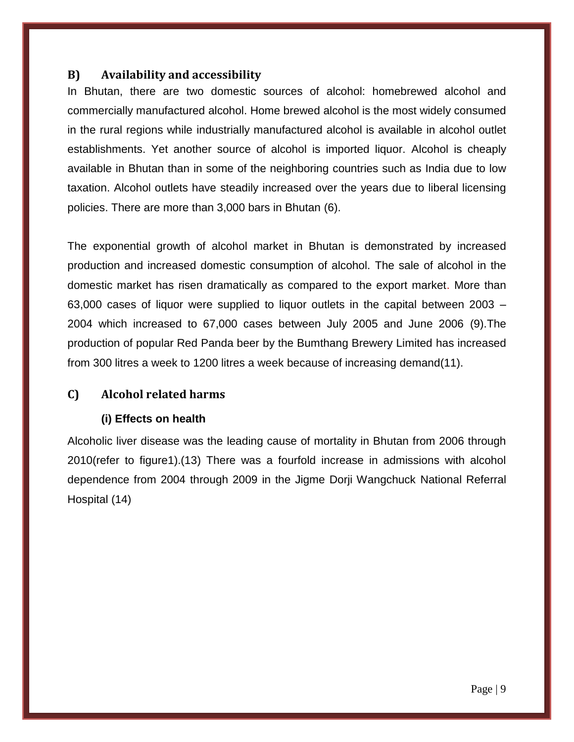### B) Availability and accessibility

In Bhutan, there are two domestic sources of alcohol: homebrewed alcohol and commercially manufactured alcohol. Home brewed alcohol is the most widely consumed in the rural regions while industrially manufactured alcohol is available in alcohol outlet establishments. Yet another source of alcohol is imported liquor. Alcohol is cheaply available in Bhutan than in some of the neighboring countries such as India due to low taxation. Alcohol outlets have steadily increased over the years due to liberal licensing policies. There are more than 3,000 bars in Bhutan (6).

The exponential growth of alcohol market in Bhutan is demonstrated by increased production and increased domestic consumption of alcohol. The sale of alcohol in the domestic market has risen dramatically as compared to the export market. More than 63,000 cases of liquor were supplied to liquor outlets in the capital between 2003 – 2004 which increased to 67,000 cases between July 2005 and June 2006 (9).The production of popular Red Panda beer by the Bumthang Brewery Limited has increased from 300 litres a week to 1200 litres a week because of increasing demand(11).

### C) Alcohol related harms

#### (i) Effects on health

Alcoholic liver disease was the leading cause of mortality in Bhutan from 2006 through 2010(refer to figure1).(13) There was a fourfold increase in admissions with alcohol dependence from 2004 through 2009 in the Jigme Dorji Wangchuck National Referral Hospital (14)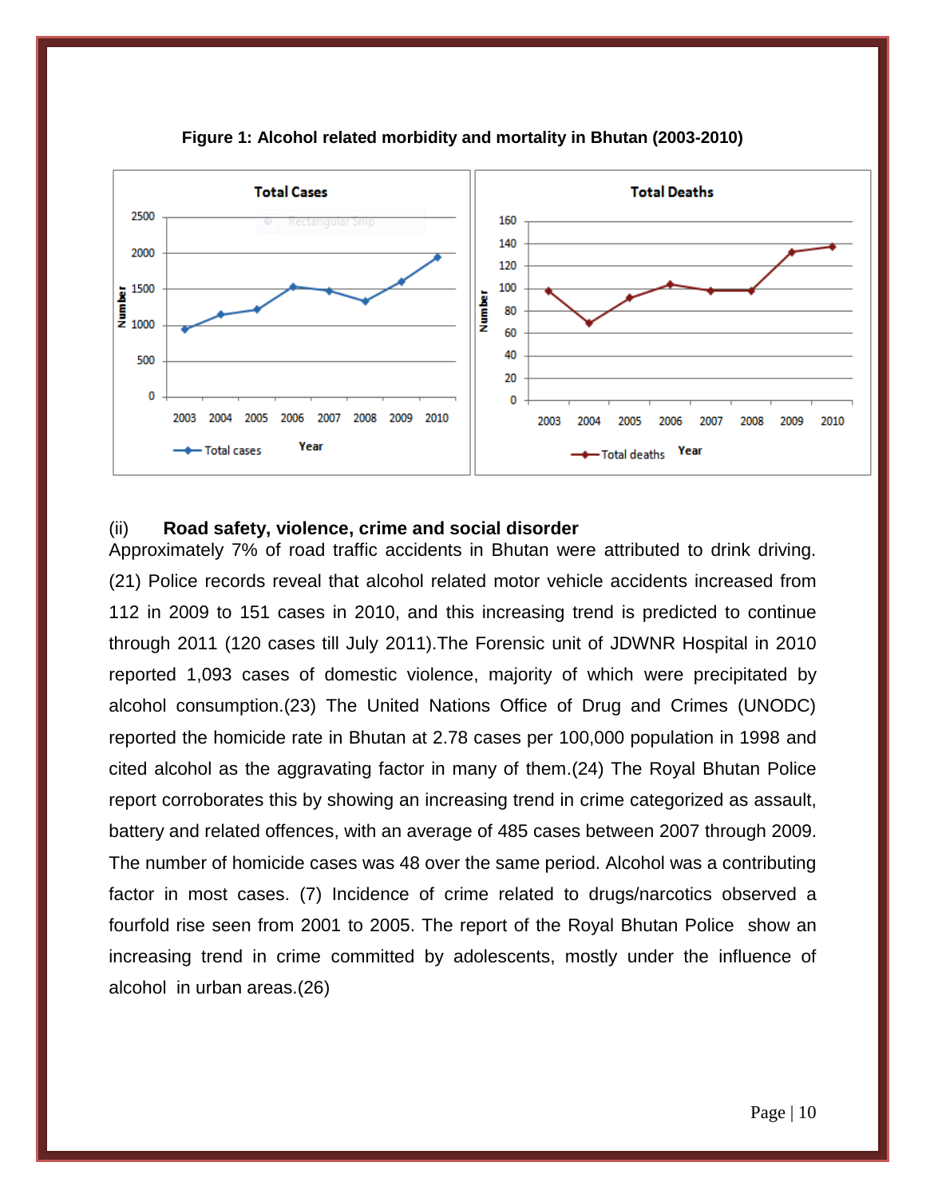**Figure 1: Alcohol related morbidity and mortality in Bhutan (2003-2010)**

### (ii) Road safety, violence, crime and social disorder

Approximately 7% of road traffic accidents in Bhutan were attributed to drink driving. (21) Police records reveal that alcohol related motor vehicle accidents increased from 112 in 2009 to 151 cases in 2010, and this increasing trend is predicted to continue through 2011 (120 cases till July 2011).The Forensic unit of JDWNR Hospital in 2010 reported 1,093 cases of domestic violence, majority of which were precipitated by alcohol consumption.(23) The United Nations Office of Drug and Crimes (UNODC) reported the homicide rate in Bhutan at 2.78 cases per 100,000 population in 1998 and cited alcohol as the aggravating factor in many of them.(24) The Royal Bhutan Police report corroborates this by showing an increasing trend in crime categorized as assault, battery and related offences, with an average of 485 cases between 2007 through 2009. The number of homicide cases was 48 over the same period. Alcohol was a contributing factor in most cases. (7) Incidence of crime related to drugs/narcotics observed a fourfold rise seen from 2001 to 2005. The report of the Royal Bhutan Police show an increasing trend in crime committed by adolescents, mostly under the influence of alcohol in urban areas.(26)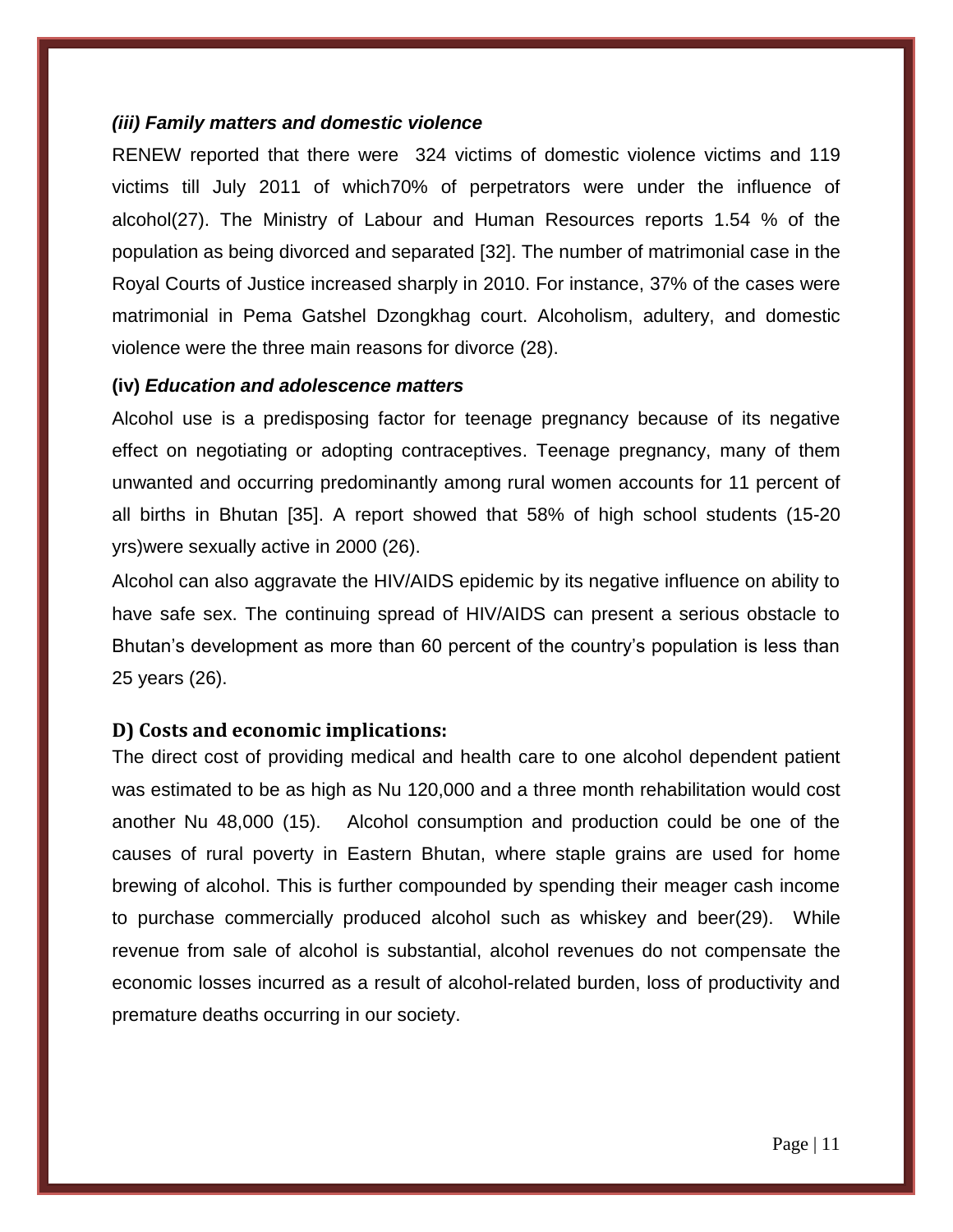### *(iii) Family matters and domestic violence*

RENEW reported that there were 324 victims of domestic violence victims and 119 victims till July 2011 of which70% of perpetrators were under the influence of alcohol(27). The Ministry of Labour and Human Resources reports 1.54 % of the population as being divorced and separated [32]. The number of matrimonial case in the Royal Courts of Justice increased sharply in 2010. For instance, 37% of the cases were matrimonial in Pema Gatshel Dzongkhag court. Alcoholism, adultery, and domestic violence were the three main reasons for divorce (28).

### (iv) *Education and adolescence matters*

Alcohol use is a predisposing factor for teenage pregnancy because of its negative effect on negotiating or adopting contraceptives. Teenage pregnancy, many of them unwanted and occurring predominantly among rural women accounts for 11 percent of all births in Bhutan [35]. A report showed that 58% of high school students (15-20 yrs)were sexually active in 2000 (26).

Alcohol can also aggravate the HIV/AIDS epidemic by its negative influence on ability to have safe sex. The continuing spread of HIV/AIDS can present a serious obstacle to Bhutan's development as more than 60 percent of the country's population is less than 25 years (26).

## D) Costs and economic implications:

The direct cost of providing medical and health care to one alcohol dependent patient was estimated to be as high as Nu 120,000 and a three month rehabilitation would cost another Nu 48,000 (15). Alcohol consumption and production could be one of the causes of rural poverty in Eastern Bhutan, where staple grains are used for home brewing of alcohol. This is further compounded by spending their meager cash income to purchase commercially produced alcohol such as whiskey and beer(29). While revenue from sale of alcohol is substantial, alcohol revenues do not compensate the economic losses incurred as a result of alcohol-related burden, loss of productivity and premature deaths occurring in our society.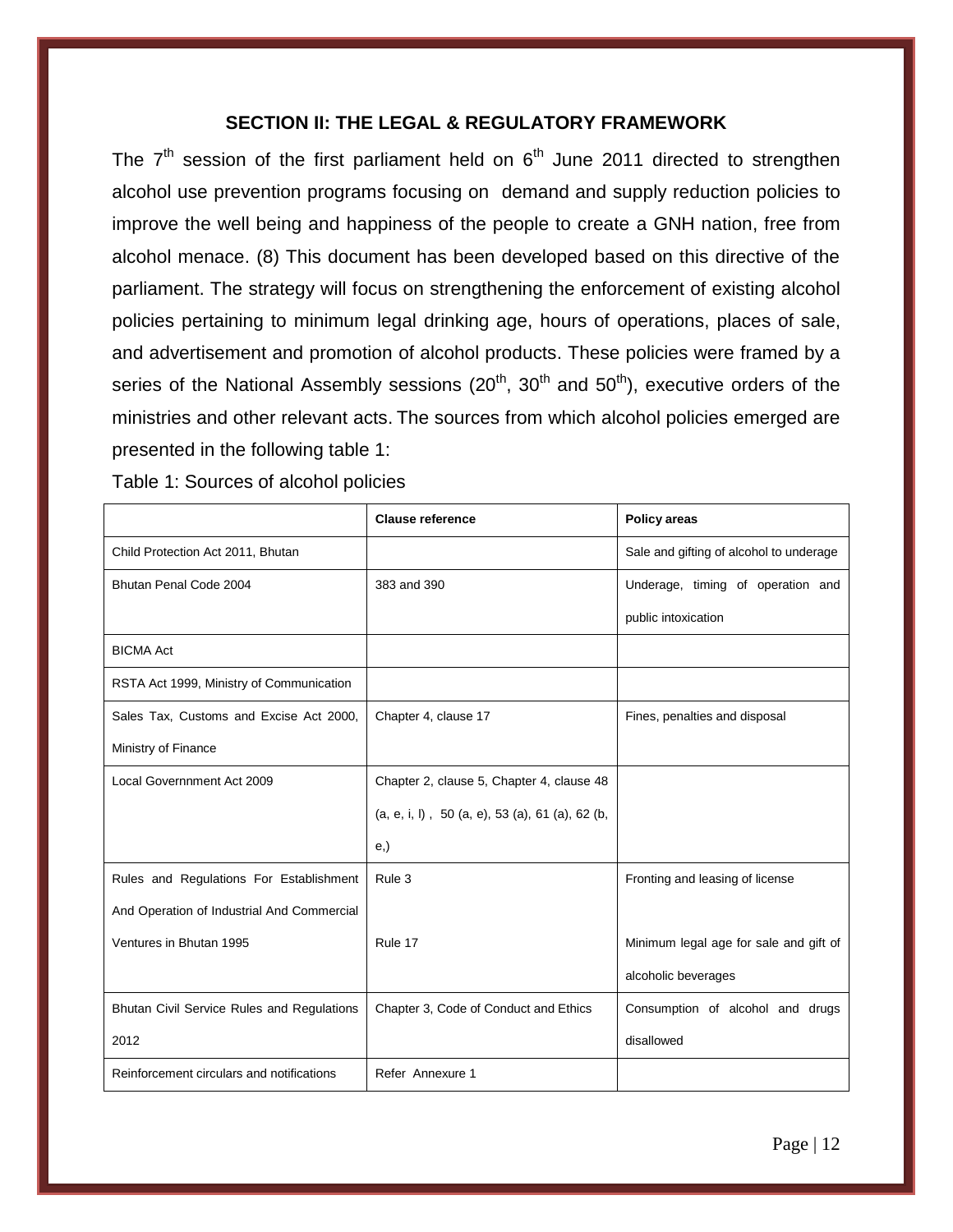## SECTION II: THE LEGAL & REGULATORY FRAMEWORK

The 7th session of the first parliament held on 6th June 2011 directed to strengthen alcohol use prevention programs focusing on demand and supply reduction policies to improve the well being and happiness of the people to create a GNH nation, free from alcohol menace. (8) This document has been developed based on this directive of the parliament. The strategy will focus on strengthening the enforcement of existing alcohol policies pertaining to minimum legal drinking age, hours of operations, places of sale, and advertisement and promotion of alcohol products. These policies were framed by a series of the National Assembly sessions (20th, 30th and 50th), executive orders of the ministries and other relevant acts. The sources from which alcohol policies emerged are presented in the following table 1:

Table 1: Sources of alcohol policies

| | Clause reference | Policy areas |
|---|---|---|
| Child Protection Act 2011, Bhutan | | Sale and gifting of alcohol to underage |
| Bhutan Penal Code 2004 | 383 and 390 | Underage, timing of operation and public intoxication |
| BICMA Act | | |
| RSTA Act 1999, Ministry of Communication | | |
| Sales Tax, Customs and Excise Act 2000, Ministry of Finance | Chapter 4, clause 17 | Fines, penalties and disposal |
| Local Governnment Act 2009 | Chapter 2, clause 5, Chapter 4, clause 48 (a, e, i, l) , 50 (a, e), 53 (a), 61 (a), 62 (b, e,) | |
| Rules and Regulations For Establishment And Operation of Industrial And Commercial Ventures in Bhutan 1995 | Rule 3 | Fronting and leasing of license |
| | Rule 17 | Minimum legal age for sale and gift of alcoholic beverages |
| Bhutan Civil Service Rules and Regulations 2012 | Chapter 3, Code of Conduct and Ethics | Consumption of alcohol and drugs disallowed |
| Reinforcement circulars and notifications | Refer Annexure 1 | |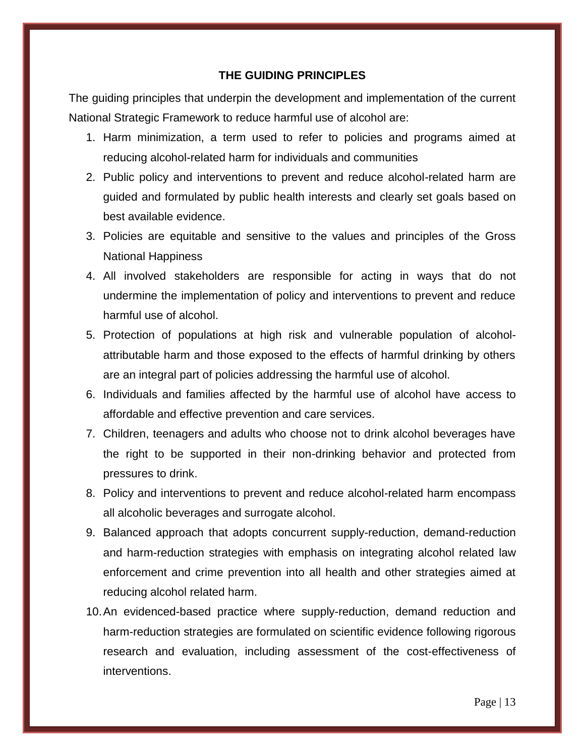## THE GUIDING PRINCIPLES

The guiding principles that underpin the development and implementation of the current National Strategic Framework to reduce harmful use of alcohol are:

1. Harm minimization, a term used to refer to policies and programs aimed at reducing alcohol-related harm for individuals and communities
2. Public policy and interventions to prevent and reduce alcohol-related harm are guided and formulated by public health interests and clearly set goals based on best available evidence.
3. Policies are equitable and sensitive to the values and principles of the Gross National Happiness
4. All involved stakeholders are responsible for acting in ways that do not undermine the implementation of policy and interventions to prevent and reduce harmful use of alcohol.
5. Protection of populations at high risk and vulnerable population of alcohol-attributable harm and those exposed to the effects of harmful drinking by others are an integral part of policies addressing the harmful use of alcohol.
6. Individuals and families affected by the harmful use of alcohol have access to affordable and effective prevention and care services.
7. Children, teenagers and adults who choose not to drink alcohol beverages have the right to be supported in their non-drinking behavior and protected from pressures to drink.
8. Policy and interventions to prevent and reduce alcohol-related harm encompass all alcoholic beverages and surrogate alcohol.
9. Balanced approach that adopts concurrent supply-reduction, demand-reduction and harm-reduction strategies with emphasis on integrating alcohol related law enforcement and crime prevention into all health and other strategies aimed at reducing alcohol related harm.
10. An evidenced-based practice where supply-reduction, demand reduction and harm-reduction strategies are formulated on scientific evidence following rigorous research and evaluation, including assessment of the cost-effectiveness of interventions.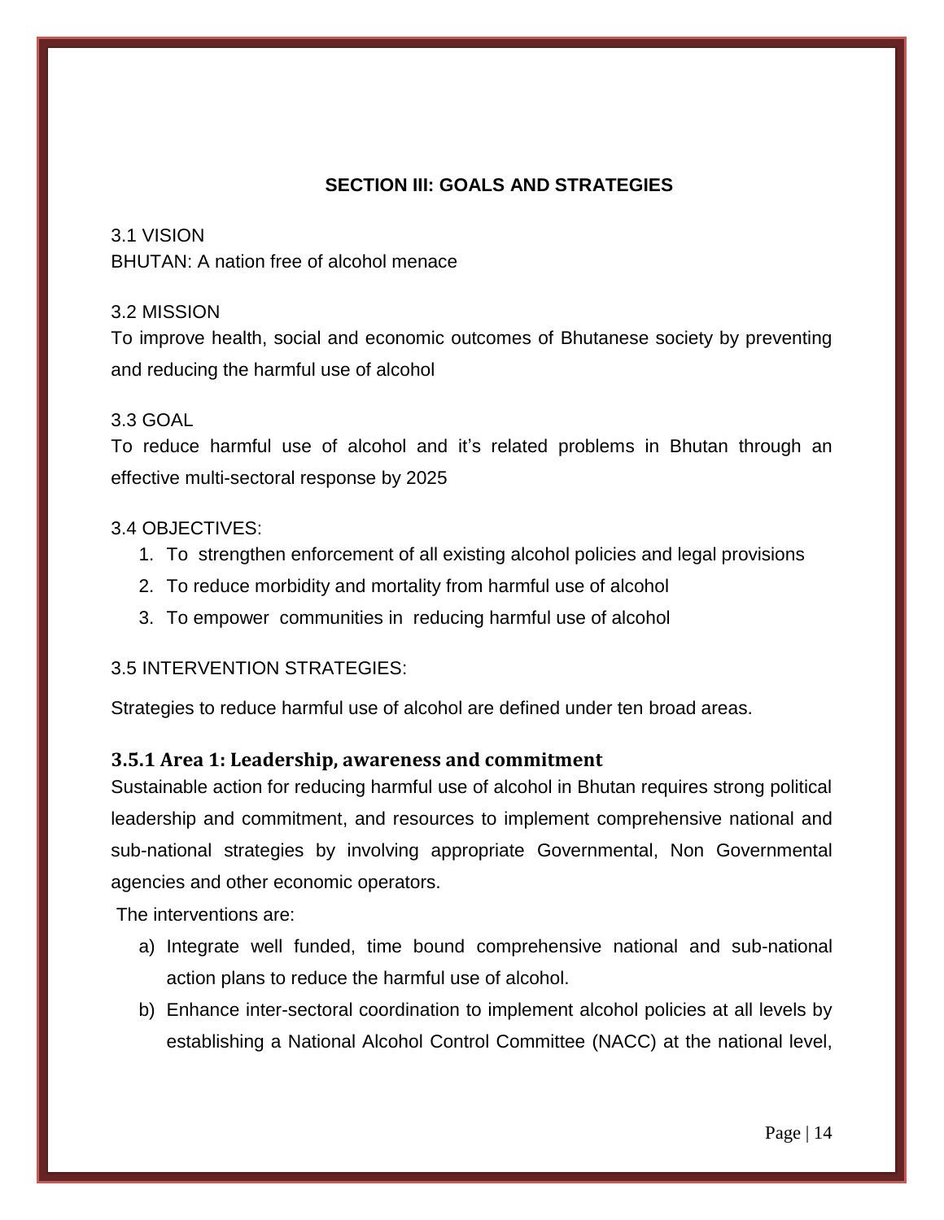## SECTION III: GOALS AND STRATEGIES

3.1 VISION

BHUTAN: A nation free of alcohol menace

3.2 MISSION

To improve health, social and economic outcomes of Bhutanese society by preventing and reducing the harmful use of alcohol

3.3 GOAL

To reduce harmful use of alcohol and it's related problems in Bhutan through an effective multi-sectoral response by 2025

3.4 OBJECTIVES:

1. To strengthen enforcement of all existing alcohol policies and legal provisions
2. To reduce morbidity and mortality from harmful use of alcohol
3. To empower communities in reducing harmful use of alcohol

3.5 INTERVENTION STRATEGIES:

Strategies to reduce harmful use of alcohol are defined under ten broad areas.

### 3.5.1 Area 1: Leadership, awareness and commitment

Sustainable action for reducing harmful use of alcohol in Bhutan requires strong political leadership and commitment, and resources to implement comprehensive national and sub-national strategies by involving appropriate Governmental, Non Governmental agencies and other economic operators.

The interventions are:

a) Integrate well funded, time bound comprehensive national and sub-national action plans to reduce the harmful use of alcohol.
b) Enhance inter-sectoral coordination to implement alcohol policies at all levels by establishing a National Alcohol Control Committee (NACC) at the national level,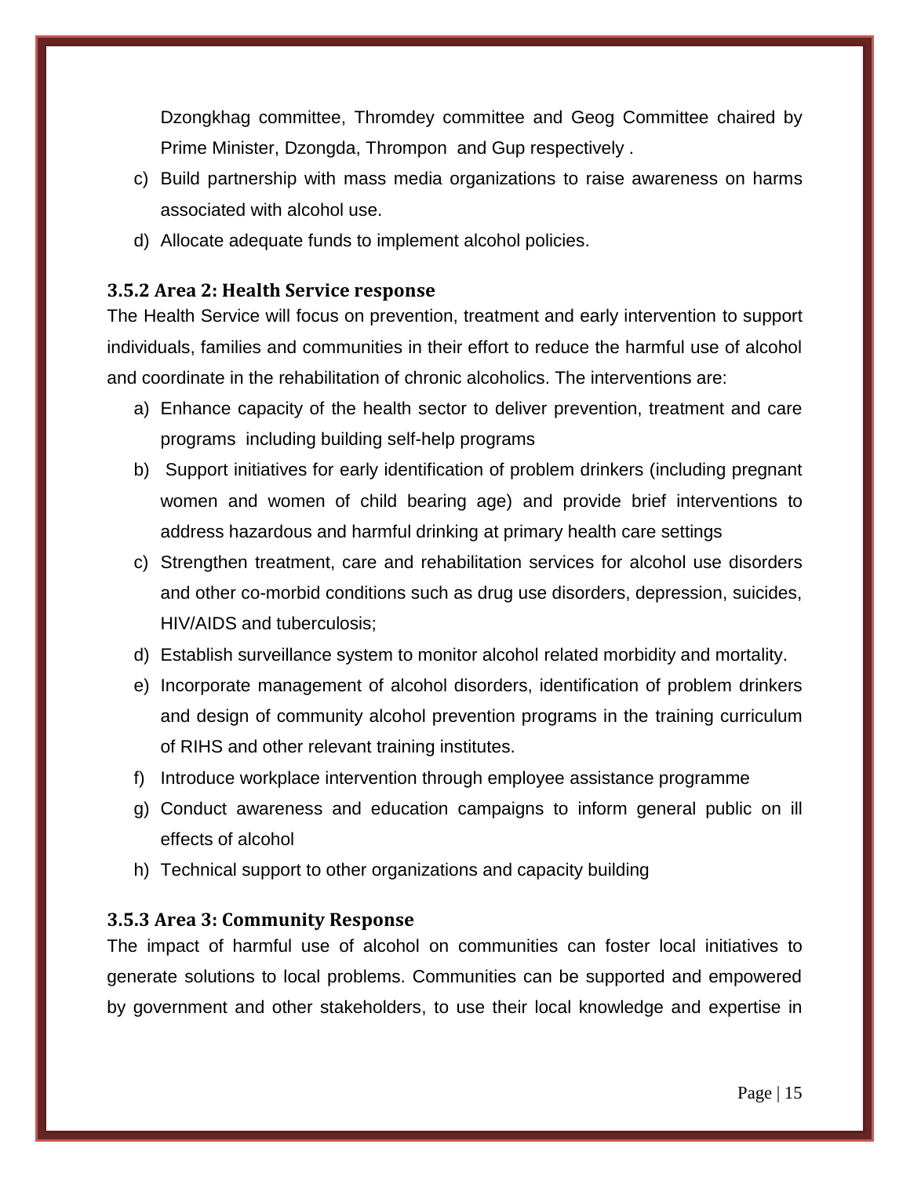Dzongkhag committee, Thromdey committee and Geog Committee chaired by Prime Minister, Dzongda, Thrompon and Gup respectively .

c) Build partnership with mass media organizations to raise awareness on harms associated with alcohol use.

d) Allocate adequate funds to implement alcohol policies.

### 3.5.2 Area 2: Health Service response

The Health Service will focus on prevention, treatment and early intervention to support individuals, families and communities in their effort to reduce the harmful use of alcohol and coordinate in the rehabilitation of chronic alcoholics. The interventions are:

a) Enhance capacity of the health sector to deliver prevention, treatment and care programs including building self-help programs

b) Support initiatives for early identification of problem drinkers (including pregnant women and women of child bearing age) and provide brief interventions to address hazardous and harmful drinking at primary health care settings

c) Strengthen treatment, care and rehabilitation services for alcohol use disorders and other co-morbid conditions such as drug use disorders, depression, suicides, HIV/AIDS and tuberculosis;

d) Establish surveillance system to monitor alcohol related morbidity and mortality.

e) Incorporate management of alcohol disorders, identification of problem drinkers and design of community alcohol prevention programs in the training curriculum of RIHS and other relevant training institutes.

f) Introduce workplace intervention through employee assistance programme

g) Conduct awareness and education campaigns to inform general public on ill effects of alcohol

h) Technical support to other organizations and capacity building

### 3.5.3 Area 3: Community Response

The impact of harmful use of alcohol on communities can foster local initiatives to generate solutions to local problems. Communities can be supported and empowered by government and other stakeholders, to use their local knowledge and expertise in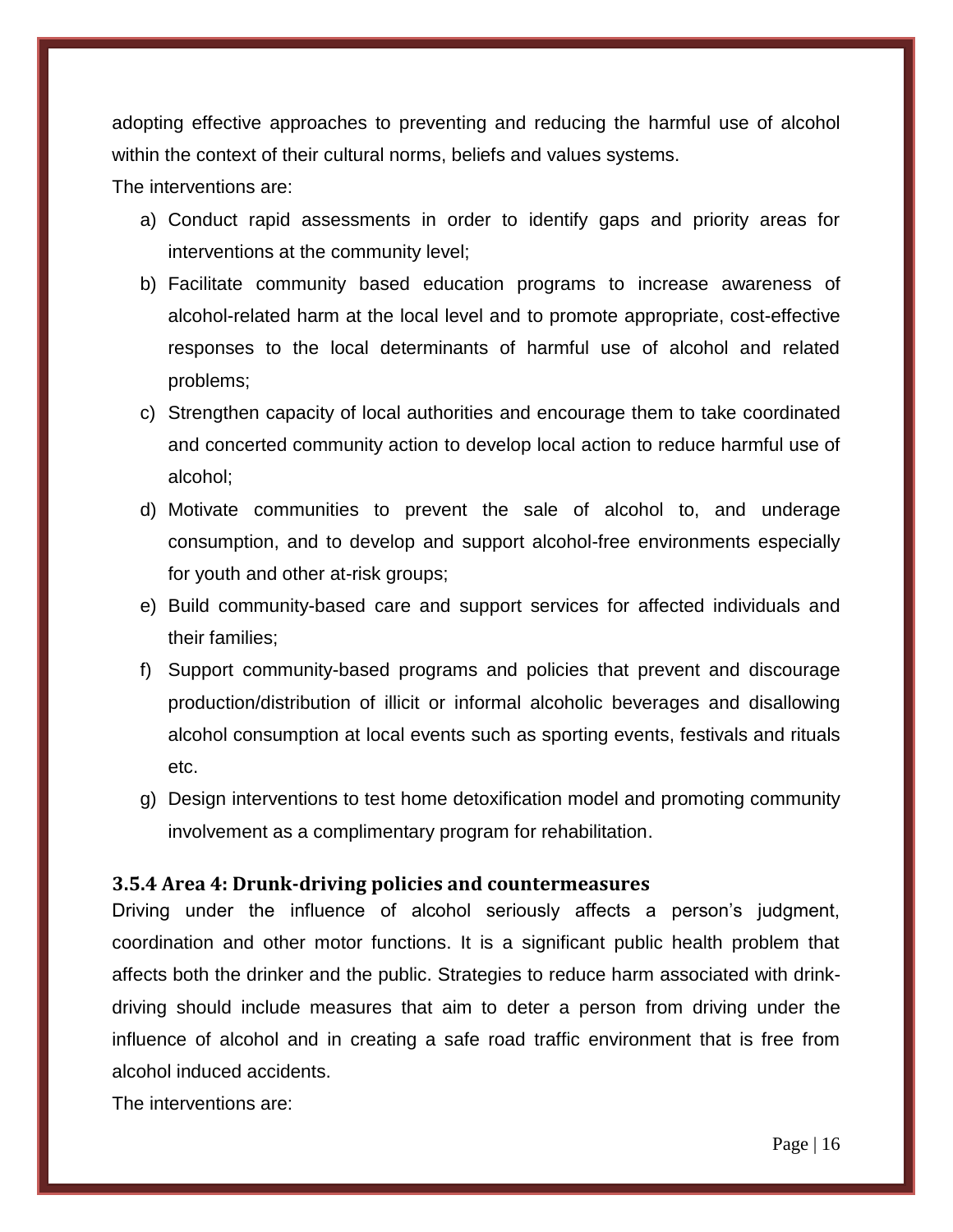adopting effective approaches to preventing and reducing the harmful use of alcohol within the context of their cultural norms, beliefs and values systems.

The interventions are:

a) Conduct rapid assessments in order to identify gaps and priority areas for interventions at the community level;
b) Facilitate community based education programs to increase awareness of alcohol-related harm at the local level and to promote appropriate, cost-effective responses to the local determinants of harmful use of alcohol and related problems;
c) Strengthen capacity of local authorities and encourage them to take coordinated and concerted community action to develop local action to reduce harmful use of alcohol;
d) Motivate communities to prevent the sale of alcohol to, and underage consumption, and to develop and support alcohol-free environments especially for youth and other at-risk groups;
e) Build community-based care and support services for affected individuals and their families;
f) Support community-based programs and policies that prevent and discourage production/distribution of illicit or informal alcoholic beverages and disallowing alcohol consumption at local events such as sporting events, festivals and rituals etc.
g) Design interventions to test home detoxification model and promoting community involvement as a complimentary program for rehabilitation.

### 3.5.4 Area 4: Drunk-driving policies and countermeasures

Driving under the influence of alcohol seriously affects a person's judgment, coordination and other motor functions. It is a significant public health problem that affects both the drinker and the public. Strategies to reduce harm associated with drink-driving should include measures that aim to deter a person from driving under the influence of alcohol and in creating a safe road traffic environment that is free from alcohol induced accidents.

The interventions are: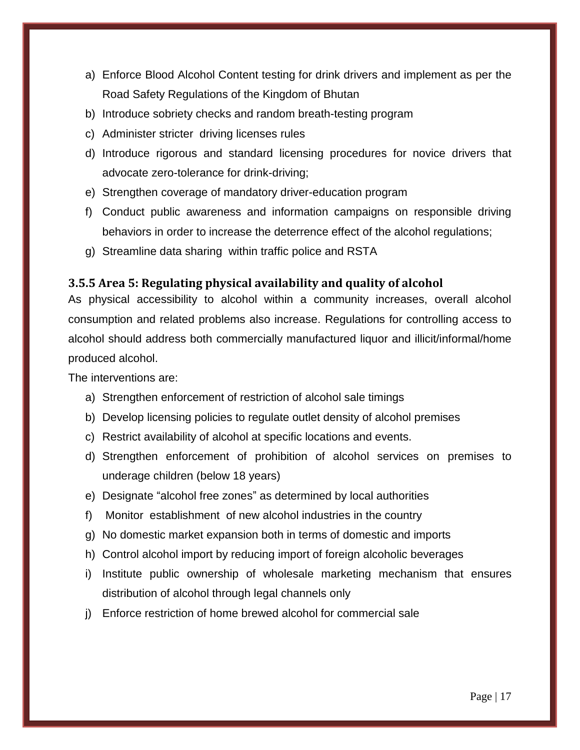a) Enforce Blood Alcohol Content testing for drink drivers and implement as per the Road Safety Regulations of the Kingdom of Bhutan
b) Introduce sobriety checks and random breath-testing program
c) Administer stricter driving licenses rules
d) Introduce rigorous and standard licensing procedures for novice drivers that advocate zero-tolerance for drink-driving;
e) Strengthen coverage of mandatory driver-education program
f) Conduct public awareness and information campaigns on responsible driving behaviors in order to increase the deterrence effect of the alcohol regulations;
g) Streamline data sharing within traffic police and RSTA

### 3.5.5 Area 5: Regulating physical availability and quality of alcohol

As physical accessibility to alcohol within a community increases, overall alcohol consumption and related problems also increase. Regulations for controlling access to alcohol should address both commercially manufactured liquor and illicit/informal/home produced alcohol.

The interventions are:

a) Strengthen enforcement of restriction of alcohol sale timings
b) Develop licensing policies to regulate outlet density of alcohol premises
c) Restrict availability of alcohol at specific locations and events.
d) Strengthen enforcement of prohibition of alcohol services on premises to underage children (below 18 years)
e) Designate "alcohol free zones" as determined by local authorities
f) Monitor establishment of new alcohol industries in the country
g) No domestic market expansion both in terms of domestic and imports
h) Control alcohol import by reducing import of foreign alcoholic beverages
i) Institute public ownership of wholesale marketing mechanism that ensures distribution of alcohol through legal channels only
j) Enforce restriction of home brewed alcohol for commercial sale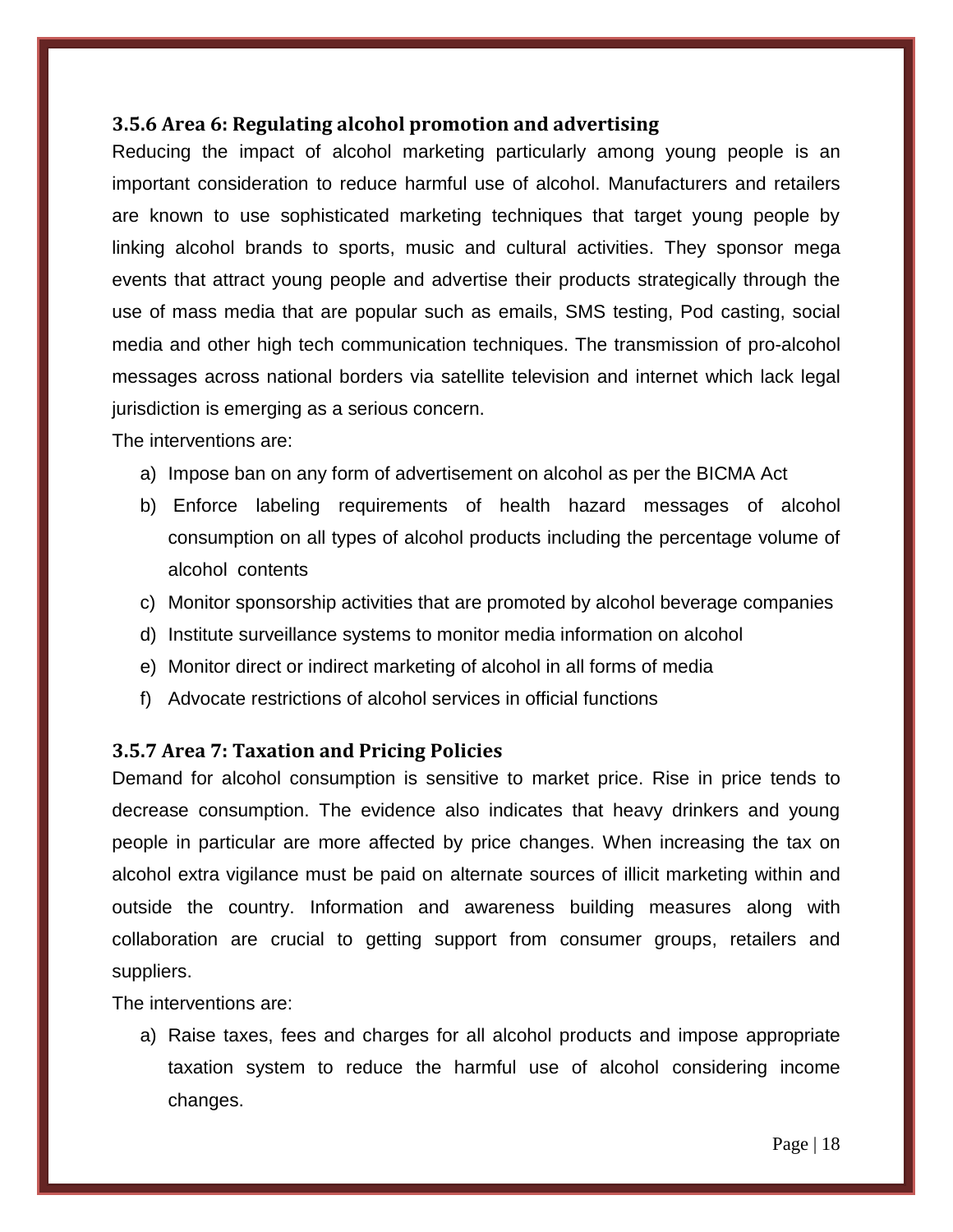### 3.5.6 Area 6: Regulating alcohol promotion and advertising

Reducing the impact of alcohol marketing particularly among young people is an important consideration to reduce harmful use of alcohol. Manufacturers and retailers are known to use sophisticated marketing techniques that target young people by linking alcohol brands to sports, music and cultural activities. They sponsor mega events that attract young people and advertise their products strategically through the use of mass media that are popular such as emails, SMS testing, Pod casting, social media and other high tech communication techniques. The transmission of pro-alcohol messages across national borders via satellite television and internet which lack legal jurisdiction is emerging as a serious concern.

The interventions are:

a) Impose ban on any form of advertisement on alcohol as per the BICMA Act
b) Enforce labeling requirements of health hazard messages of alcohol consumption on all types of alcohol products including the percentage volume of alcohol contents
c) Monitor sponsorship activities that are promoted by alcohol beverage companies
d) Institute surveillance systems to monitor media information on alcohol
e) Monitor direct or indirect marketing of alcohol in all forms of media
f) Advocate restrictions of alcohol services in official functions

### 3.5.7 Area 7: Taxation and Pricing Policies

Demand for alcohol consumption is sensitive to market price. Rise in price tends to decrease consumption. The evidence also indicates that heavy drinkers and young people in particular are more affected by price changes. When increasing the tax on alcohol extra vigilance must be paid on alternate sources of illicit marketing within and outside the country. Information and awareness building measures along with collaboration are crucial to getting support from consumer groups, retailers and suppliers.

The interventions are:

a) Raise taxes, fees and charges for all alcohol products and impose appropriate taxation system to reduce the harmful use of alcohol considering income changes.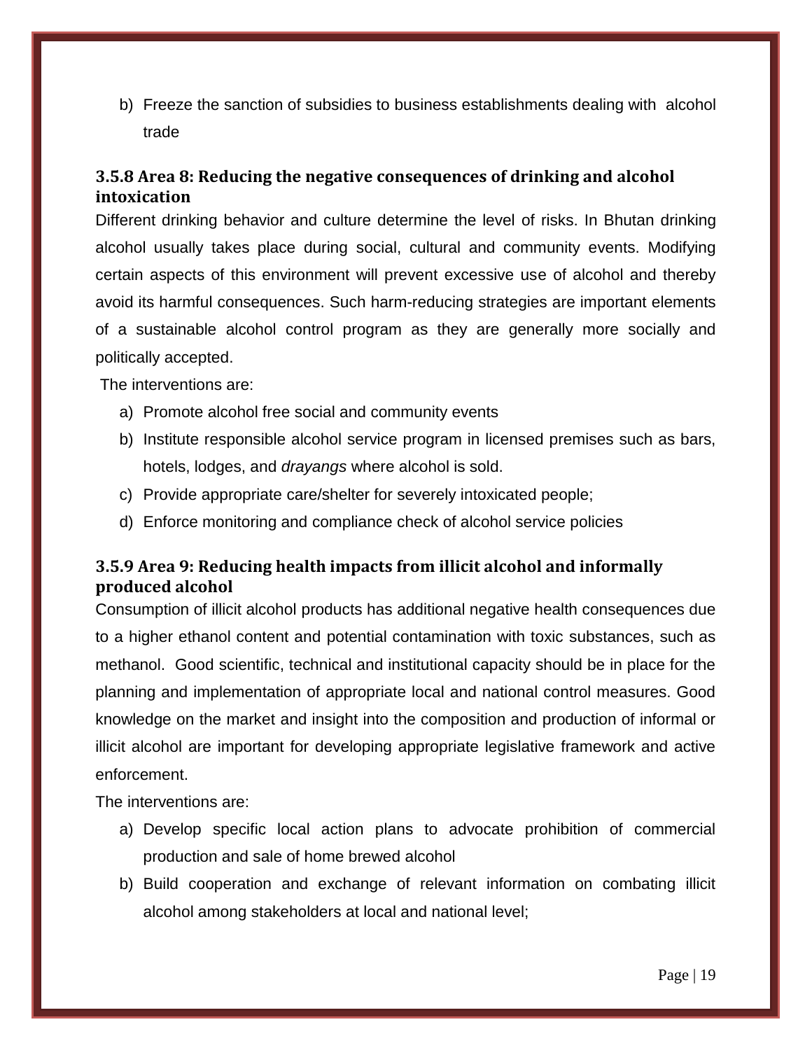b) Freeze the sanction of subsidies to business establishments dealing with alcohol trade

### 3.5.8 Area 8: Reducing the negative consequences of drinking and alcohol intoxication

Different drinking behavior and culture determine the level of risks. In Bhutan drinking alcohol usually takes place during social, cultural and community events. Modifying certain aspects of this environment will prevent excessive use of alcohol and thereby avoid its harmful consequences. Such harm-reducing strategies are important elements of a sustainable alcohol control program as they are generally more socially and politically accepted.

The interventions are:

a) Promote alcohol free social and community events
b) Institute responsible alcohol service program in licensed premises such as bars, hotels, lodges, and *drayangs* where alcohol is sold.
c) Provide appropriate care/shelter for severely intoxicated people;
d) Enforce monitoring and compliance check of alcohol service policies

### 3.5.9 Area 9: Reducing health impacts from illicit alcohol and informally produced alcohol

Consumption of illicit alcohol products has additional negative health consequences due to a higher ethanol content and potential contamination with toxic substances, such as methanol. Good scientific, technical and institutional capacity should be in place for the planning and implementation of appropriate local and national control measures. Good knowledge on the market and insight into the composition and production of informal or illicit alcohol are important for developing appropriate legislative framework and active enforcement.

The interventions are:

a) Develop specific local action plans to advocate prohibition of commercial production and sale of home brewed alcohol
b) Build cooperation and exchange of relevant information on combating illicit alcohol among stakeholders at local and national level;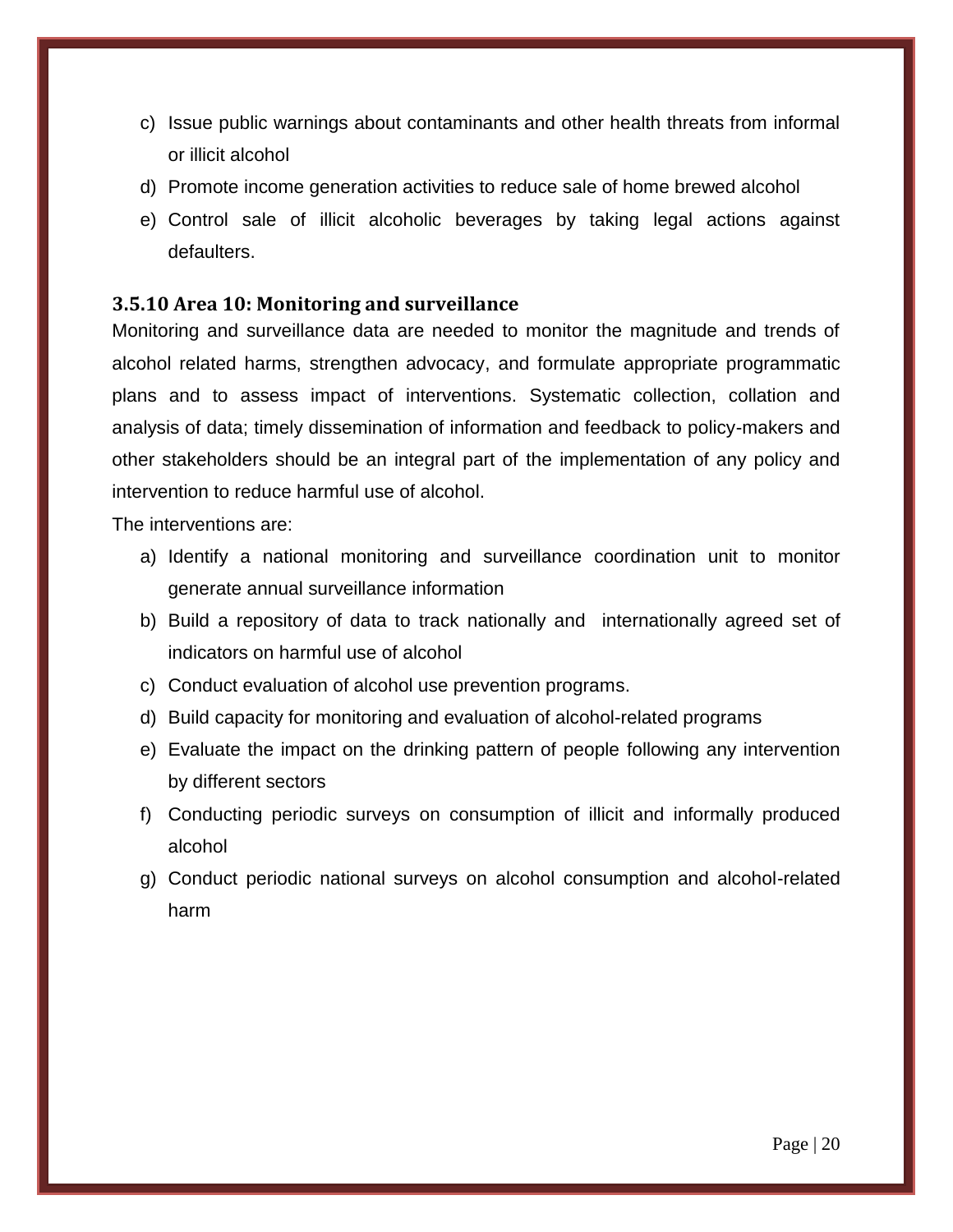c) Issue public warnings about contaminants and other health threats from informal or illicit alcohol
d) Promote income generation activities to reduce sale of home brewed alcohol
e) Control sale of illicit alcoholic beverages by taking legal actions against defaulters.

### 3.5.10 Area 10: Monitoring and surveillance

Monitoring and surveillance data are needed to monitor the magnitude and trends of alcohol related harms, strengthen advocacy, and formulate appropriate programmatic plans and to assess impact of interventions. Systematic collection, collation and analysis of data; timely dissemination of information and feedback to policy-makers and other stakeholders should be an integral part of the implementation of any policy and intervention to reduce harmful use of alcohol.

The interventions are:

a) Identify a national monitoring and surveillance coordination unit to monitor generate annual surveillance information
b) Build a repository of data to track nationally and internationally agreed set of indicators on harmful use of alcohol
c) Conduct evaluation of alcohol use prevention programs.
d) Build capacity for monitoring and evaluation of alcohol-related programs
e) Evaluate the impact on the drinking pattern of people following any intervention by different sectors
f) Conducting periodic surveys on consumption of illicit and informally produced alcohol
g) Conduct periodic national surveys on alcohol consumption and alcohol-related harm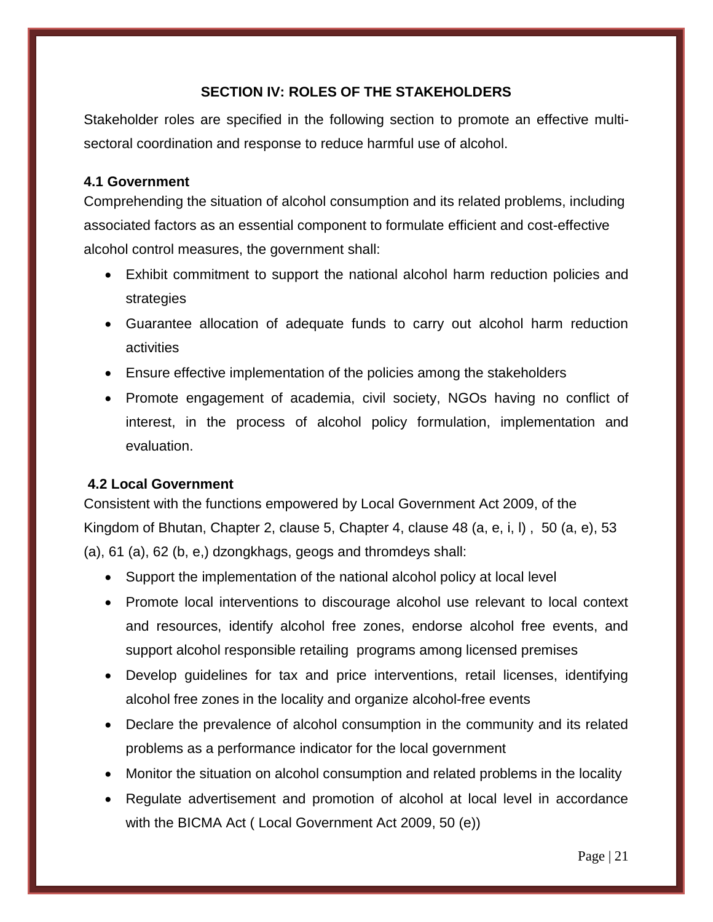## SECTION IV: ROLES OF THE STAKEHOLDERS

Stakeholder roles are specified in the following section to promote an effective multi-sectoral coordination and response to reduce harmful use of alcohol.

### 4.1 Government

Comprehending the situation of alcohol consumption and its related problems, including associated factors as an essential component to formulate efficient and cost-effective alcohol control measures, the government shall:

- Exhibit commitment to support the national alcohol harm reduction policies and strategies
- Guarantee allocation of adequate funds to carry out alcohol harm reduction activities
- Ensure effective implementation of the policies among the stakeholders
- Promote engagement of academia, civil society, NGOs having no conflict of interest, in the process of alcohol policy formulation, implementation and evaluation.

### 4.2 Local Government

Consistent with the functions empowered by Local Government Act 2009, of the Kingdom of Bhutan, Chapter 2, clause 5, Chapter 4, clause 48 (a, e, i, l) , 50 (a, e), 53 (a), 61 (a), 62 (b, e,) dzongkhags, geogs and thromdeys shall:

- Support the implementation of the national alcohol policy at local level
- Promote local interventions to discourage alcohol use relevant to local context and resources, identify alcohol free zones, endorse alcohol free events, and support alcohol responsible retailing programs among licensed premises
- Develop guidelines for tax and price interventions, retail licenses, identifying alcohol free zones in the locality and organize alcohol-free events
- Declare the prevalence of alcohol consumption in the community and its related problems as a performance indicator for the local government
- Monitor the situation on alcohol consumption and related problems in the locality
- Regulate advertisement and promotion of alcohol at local level in accordance with the BICMA Act ( Local Government Act 2009, 50 (e))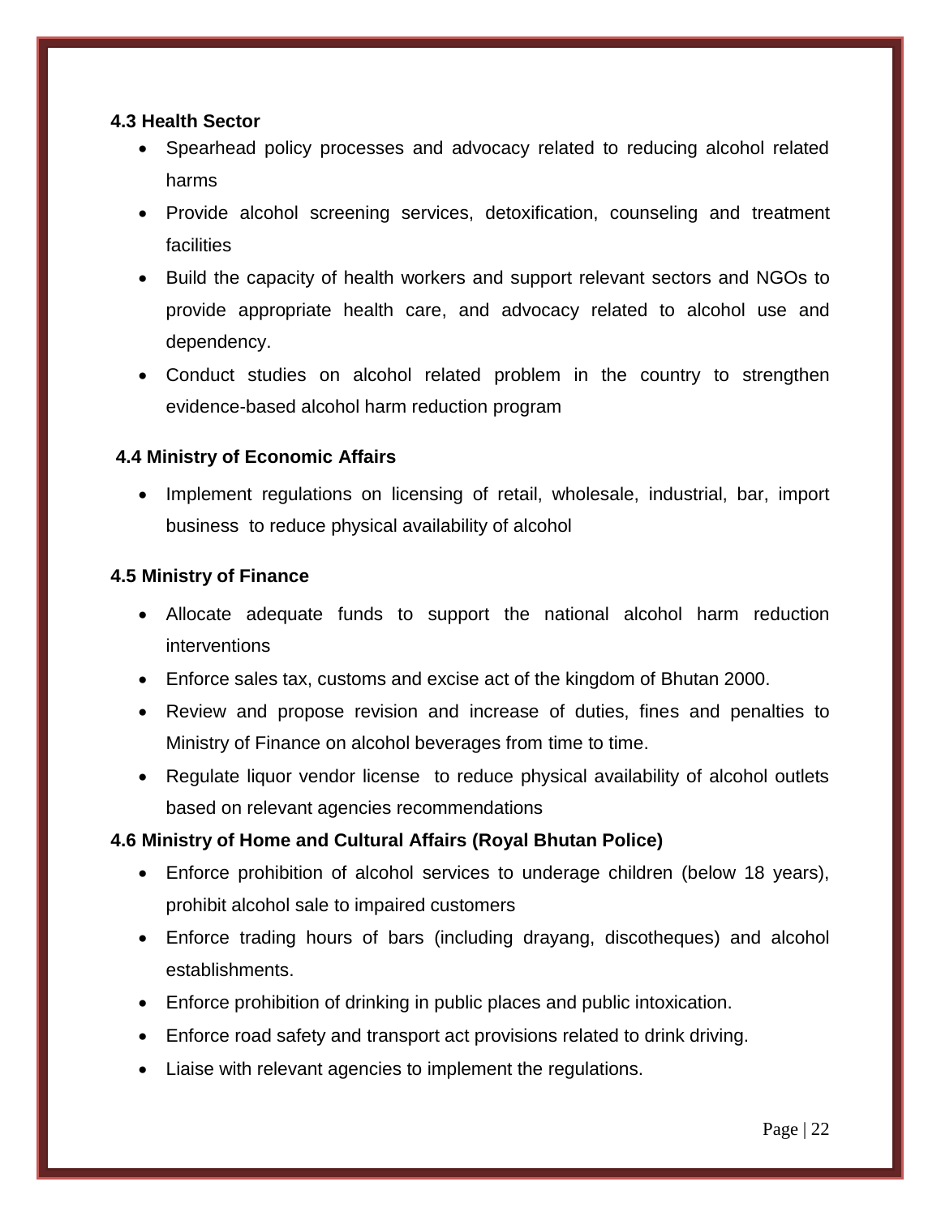### 4.3 Health Sector

- Spearhead policy processes and advocacy related to reducing alcohol related harms
- Provide alcohol screening services, detoxification, counseling and treatment facilities
- Build the capacity of health workers and support relevant sectors and NGOs to provide appropriate health care, and advocacy related to alcohol use and dependency.
- Conduct studies on alcohol related problem in the country to strengthen evidence-based alcohol harm reduction program

### 4.4 Ministry of Economic Affairs

- Implement regulations on licensing of retail, wholesale, industrial, bar, import business to reduce physical availability of alcohol

### 4.5 Ministry of Finance

- Allocate adequate funds to support the national alcohol harm reduction interventions
- Enforce sales tax, customs and excise act of the kingdom of Bhutan 2000.
- Review and propose revision and increase of duties, fines and penalties to Ministry of Finance on alcohol beverages from time to time.
- Regulate liquor vendor license to reduce physical availability of alcohol outlets based on relevant agencies recommendations

### 4.6 Ministry of Home and Cultural Affairs (Royal Bhutan Police)

- Enforce prohibition of alcohol services to underage children (below 18 years), prohibit alcohol sale to impaired customers
- Enforce trading hours of bars (including drayang, discotheques) and alcohol establishments.
- Enforce prohibition of drinking in public places and public intoxication.
- Enforce road safety and transport act provisions related to drink driving.
- Liaise with relevant agencies to implement the regulations.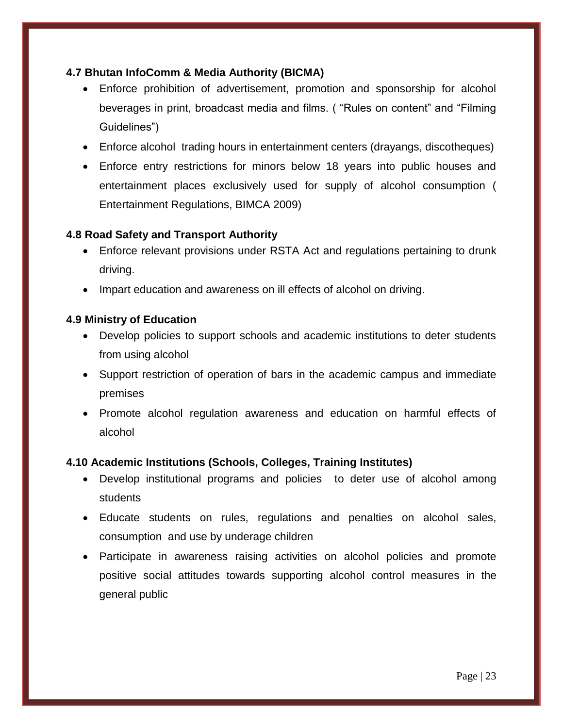### 4.7 Bhutan InfoComm & Media Authority (BICMA)

- Enforce prohibition of advertisement, promotion and sponsorship for alcohol beverages in print, broadcast media and films. ( "Rules on content" and "Filming Guidelines")
- Enforce alcohol trading hours in entertainment centers (drayangs, discotheques)
- Enforce entry restrictions for minors below 18 years into public houses and entertainment places exclusively used for supply of alcohol consumption ( Entertainment Regulations, BIMCA 2009)

### 4.8 Road Safety and Transport Authority

- Enforce relevant provisions under RSTA Act and regulations pertaining to drunk driving.
- Impart education and awareness on ill effects of alcohol on driving.

### 4.9 Ministry of Education

- Develop policies to support schools and academic institutions to deter students from using alcohol
- Support restriction of operation of bars in the academic campus and immediate premises
- Promote alcohol regulation awareness and education on harmful effects of alcohol

### 4.10 Academic Institutions (Schools, Colleges, Training Institutes)

- Develop institutional programs and policies to deter use of alcohol among students
- Educate students on rules, regulations and penalties on alcohol sales, consumption and use by underage children
- Participate in awareness raising activities on alcohol policies and promote positive social attitudes towards supporting alcohol control measures in the general public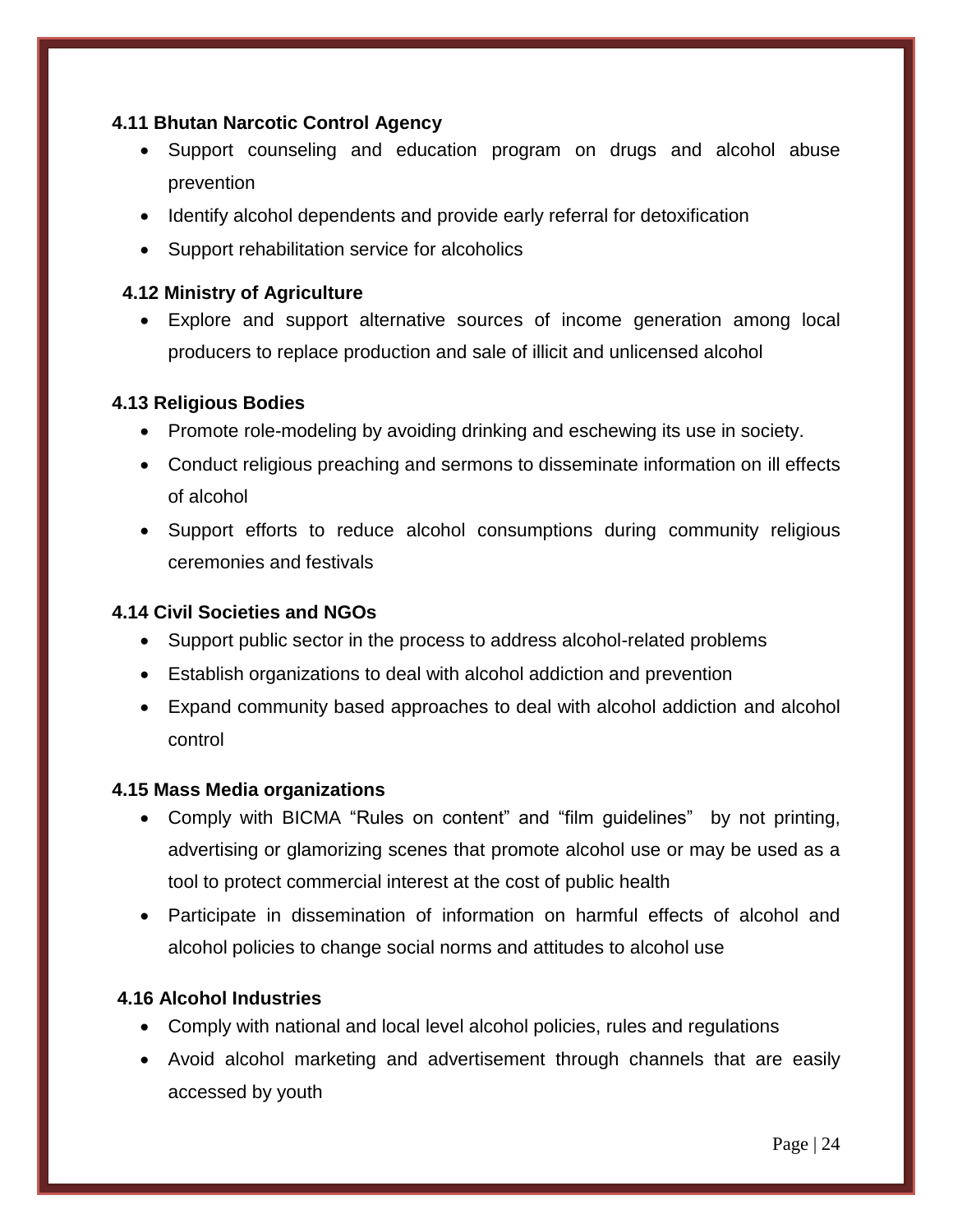### 4.11 Bhutan Narcotic Control Agency

- Support counseling and education program on drugs and alcohol abuse prevention
- Identify alcohol dependents and provide early referral for detoxification
- Support rehabilitation service for alcoholics

### 4.12 Ministry of Agriculture

- Explore and support alternative sources of income generation among local producers to replace production and sale of illicit and unlicensed alcohol

### 4.13 Religious Bodies

- Promote role-modeling by avoiding drinking and eschewing its use in society.
- Conduct religious preaching and sermons to disseminate information on ill effects of alcohol
- Support efforts to reduce alcohol consumptions during community religious ceremonies and festivals

### 4.14 Civil Societies and NGOs

- Support public sector in the process to address alcohol-related problems
- Establish organizations to deal with alcohol addiction and prevention
- Expand community based approaches to deal with alcohol addiction and alcohol control

### 4.15 Mass Media organizations

- Comply with BICMA "Rules on content" and "film guidelines" by not printing, advertising or glamorizing scenes that promote alcohol use or may be used as a tool to protect commercial interest at the cost of public health
- Participate in dissemination of information on harmful effects of alcohol and alcohol policies to change social norms and attitudes to alcohol use

### 4.16 Alcohol Industries

- Comply with national and local level alcohol policies, rules and regulations
- Avoid alcohol marketing and advertisement through channels that are easily accessed by youth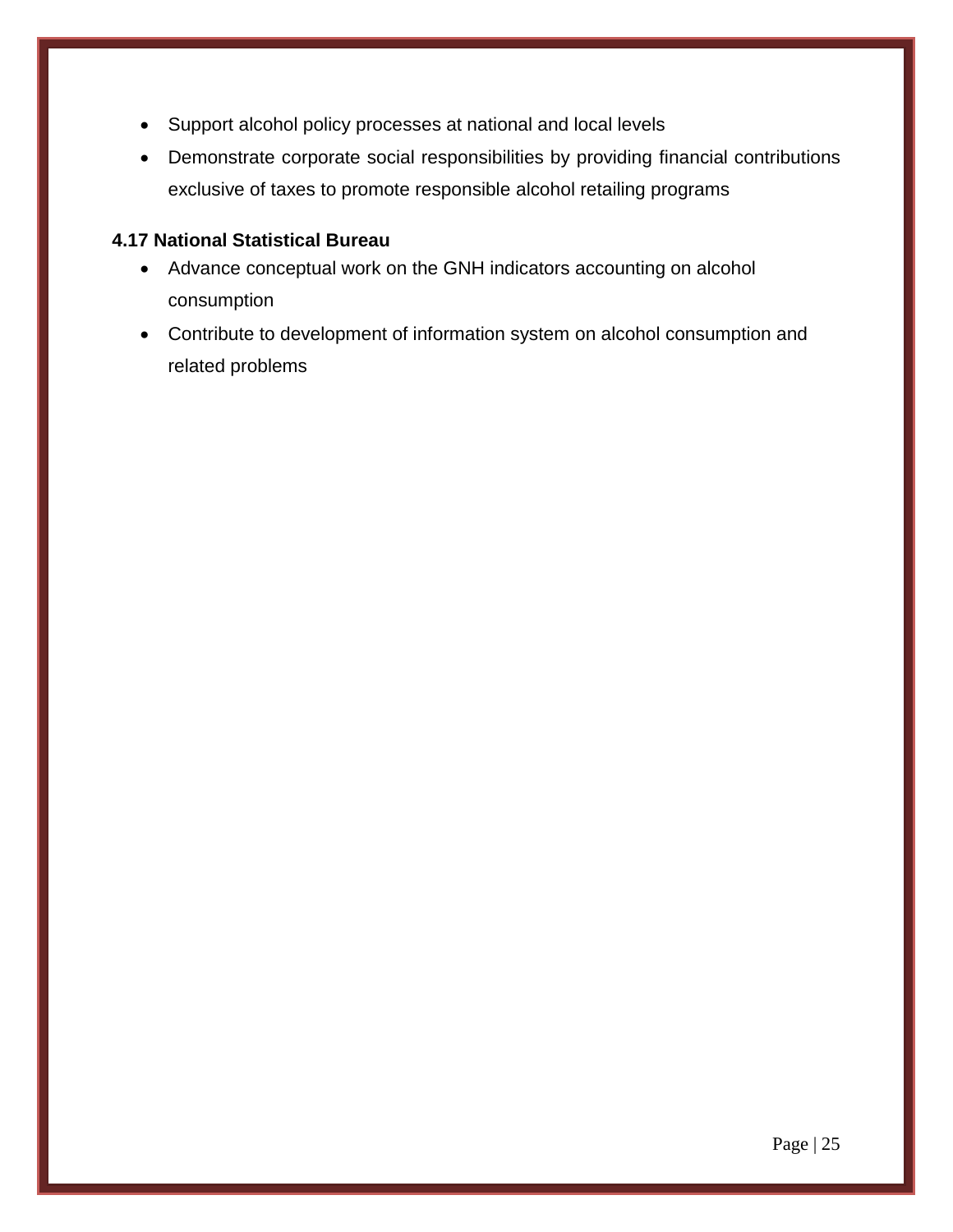- Support alcohol policy processes at national and local levels
- Demonstrate corporate social responsibilities by providing financial contributions exclusive of taxes to promote responsible alcohol retailing programs

### 4.17 National Statistical Bureau

- Advance conceptual work on the GNH indicators accounting on alcohol consumption
- Contribute to development of information system on alcohol consumption and related problems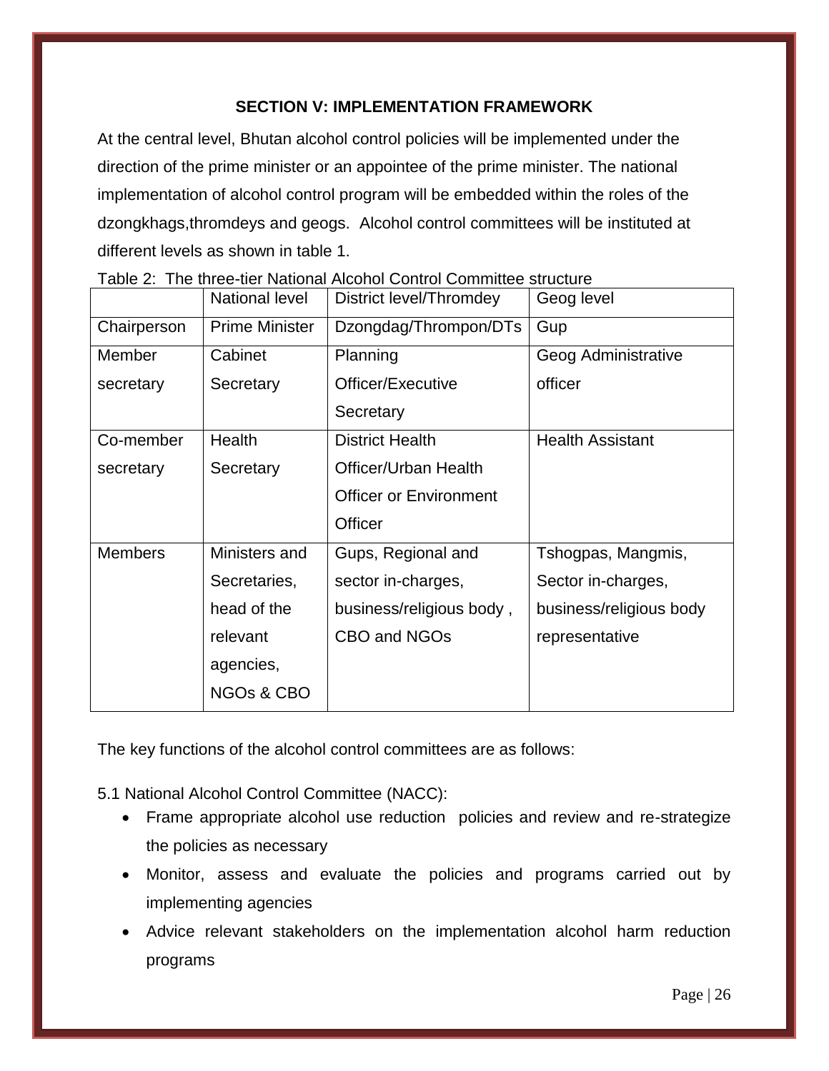## SECTION V: IMPLEMENTATION FRAMEWORK

At the central level, Bhutan alcohol control policies will be implemented under the direction of the prime minister or an appointee of the prime minister. The national implementation of alcohol control program will be embedded within the roles of the dzongkhags,thromdeys and geogs. Alcohol control committees will be instituted at different levels as shown in table 1.

Table 2: The three-tier National Alcohol Control Committee structure

| | National level | District level/Thromdey | Geog level |
|---|---|---|---|
| Chairperson | Prime Minister | Dzongdag/Thrompon/DTs | Gup |
| Member secretary | Cabinet Secretary | Planning Officer/Executive Secretary | Geog Administrative officer |
| Co-member secretary | Health Secretary | District Health Officer/Urban Health Officer or Environment Officer | Health Assistant |
| Members | Ministers and Secretaries, head of the relevant agencies, NGOs & CBO | Gups, Regional and sector in-charges, business/religious body , CBO and NGOs | Tshogpas, Mangmis, Sector in-charges, business/religious body representative |

The key functions of the alcohol control committees are as follows:

5.1 National Alcohol Control Committee (NACC):

- Frame appropriate alcohol use reduction policies and review and re-strategize the policies as necessary
- Monitor, assess and evaluate the policies and programs carried out by implementing agencies
- Advice relevant stakeholders on the implementation alcohol harm reduction programs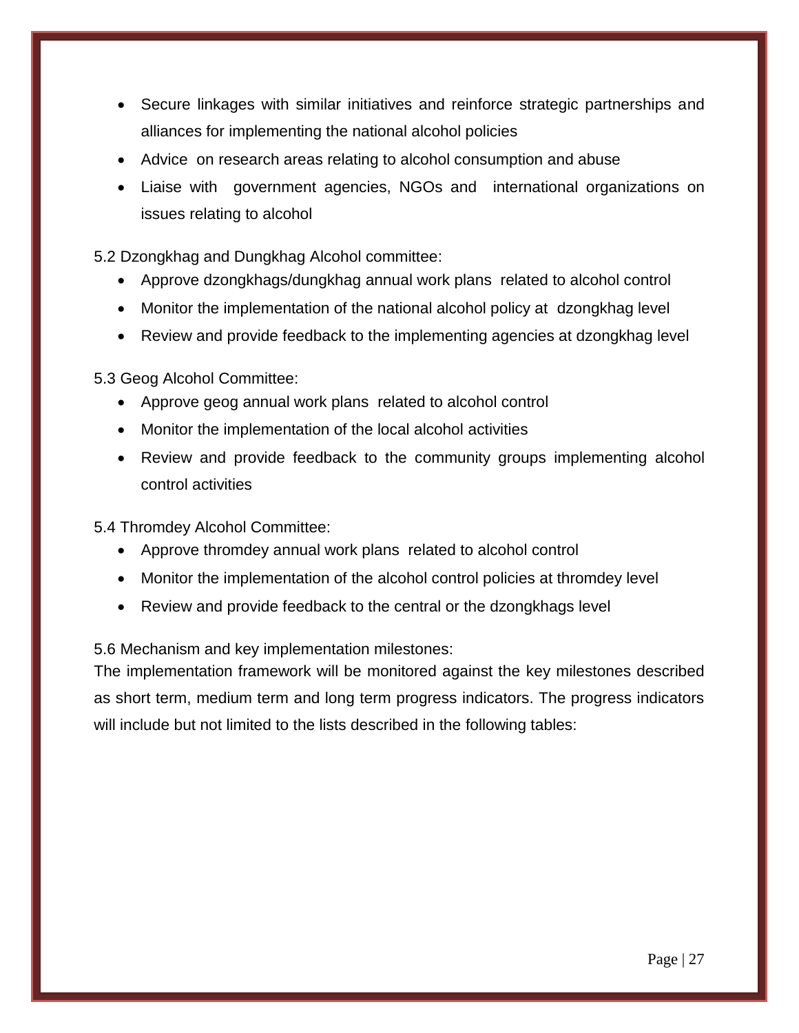- Secure linkages with similar initiatives and reinforce strategic partnerships and alliances for implementing the national alcohol policies
- Advice on research areas relating to alcohol consumption and abuse
- Liaise with government agencies, NGOs and international organizations on issues relating to alcohol

5.2 Dzongkhag and Dungkhag Alcohol committee:

- Approve dzongkhags/dungkhag annual work plans related to alcohol control
- Monitor the implementation of the national alcohol policy at dzongkhag level
- Review and provide feedback to the implementing agencies at dzongkhag level

5.3 Geog Alcohol Committee:

- Approve geog annual work plans related to alcohol control
- Monitor the implementation of the local alcohol activities
- Review and provide feedback to the community groups implementing alcohol control activities

5.4 Thromdey Alcohol Committee:

- Approve thromdey annual work plans related to alcohol control
- Monitor the implementation of the alcohol control policies at thromdey level
- Review and provide feedback to the central or the dzongkhags level

5.6 Mechanism and key implementation milestones:

The implementation framework will be monitored against the key milestones described as short term, medium term and long term progress indicators. The progress indicators will include but not limited to the lists described in the following tables: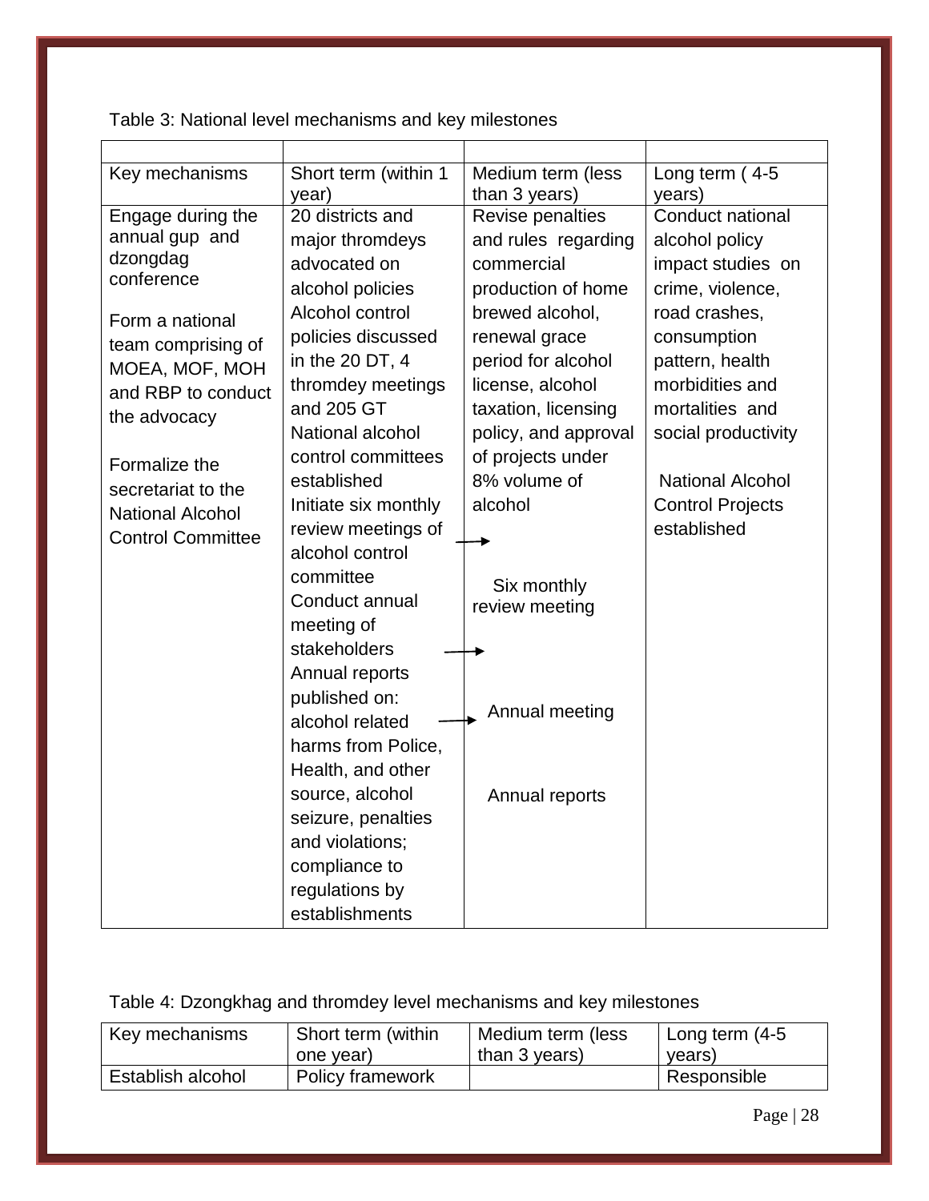Table 3: National level mechanisms and key milestones

| Key mechanisms | Short term (within 1 year) | Medium term (less than 3 years) | Long term ( 4-5 years) |
|---|---|---|---|
| Engage during the annual gup and dzongdag conference<br><br>Form a national team comprising of MOEA, MOF, MOH and RBP to conduct the advocacy<br><br>Formalize the secretariat to the National Alcohol Control Committee | 20 districts and major thromdeys advocated on alcohol policies<br>Alcohol control policies discussed in the 20 DT, 4 thromdey meetings and 205 GT<br>National alcohol control committees established<br>Initiate six monthly review meetings of alcohol control committee →<br>Conduct annual meeting of stakeholders →<br>Annual reports published on: alcohol related harms from Police, Health, and other source, alcohol seizure, penalties and violations; compliance to regulations by establishments → | Revise penalties and rules regarding commercial production of home brewed alcohol, renewal grace period for alcohol license, alcohol taxation, licensing policy, and approval of projects under 8% volume of alcohol<br><br>Six monthly review meeting<br><br>Annual meeting<br><br>Annual reports | Conduct national alcohol policy impact studies on crime, violence, road crashes, consumption pattern, health morbidities and mortalities and social productivity<br><br>National Alcohol Control Projects established |

Table 4: Dzongkhag and thromdey level mechanisms and key milestones

| Key mechanisms | Short term (within one year) | Medium term (less than 3 years) | Long term (4-5 years) |
|---|---|---|---|
| Establish alcohol | Policy framework | | Responsible |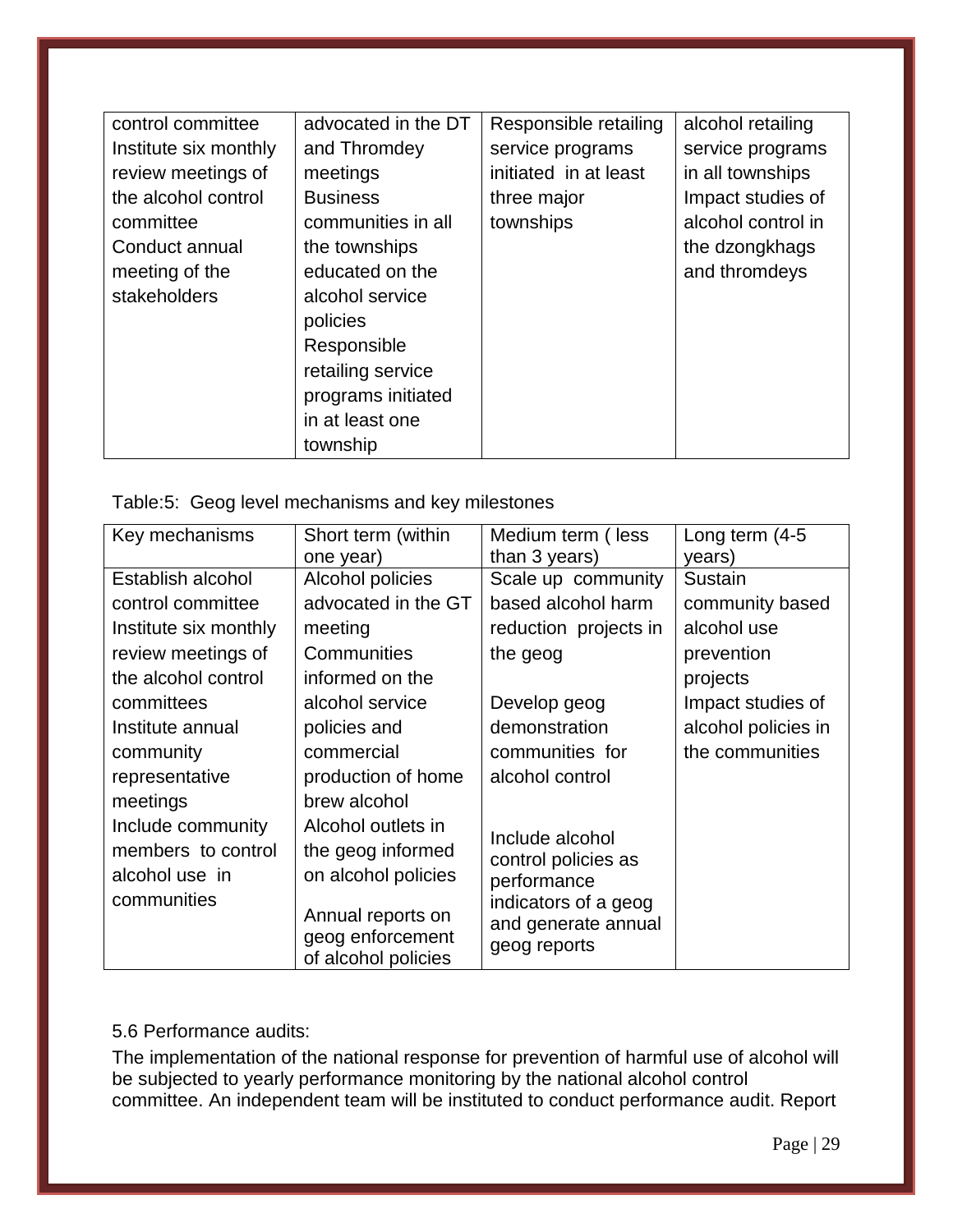| | | | |
|---|---|---|---|
| control committee<br>Institute six monthly review meetings of the alcohol control committee<br>Conduct annual meeting of the stakeholders | advocated in the DT and Thromdey meetings<br>Business communities in all the townships educated on the alcohol service policies<br>Responsible retailing service programs initiated in at least one township | Responsible retailing service programs initiated in at least three major townships | alcohol retailing service programs in all townships<br>Impact studies of alcohol control in the dzongkhags and thromdeys |

Table:5: Geog level mechanisms and key milestones

| Key mechanisms | Short term (within one year) | Medium term ( less than 3 years) | Long term (4-5 years) |
|---|---|---|---|
| Establish alcohol control committee<br>Institute six monthly review meetings of the alcohol control committees<br>Institute annual community representative meetings<br>Include community members to control alcohol use in communities | Alcohol policies advocated in the GT meeting<br>Communities informed on the alcohol service policies and commercial production of home brew alcohol<br>Alcohol outlets in the geog informed on alcohol policies<br>Annual reports on geog enforcement of alcohol policies | Scale up community based alcohol harm reduction projects in the geog<br>Develop geog demonstration communities for alcohol control<br>Include alcohol control policies as performance indicators of a geog and generate annual geog reports | Sustain community based alcohol use prevention projects<br>Impact studies of alcohol policies in the communities |

5.6 Performance audits:

The implementation of the national response for prevention of harmful use of alcohol will be subjected to yearly performance monitoring by the national alcohol control committee. An independent team will be instituted to conduct performance audit. Report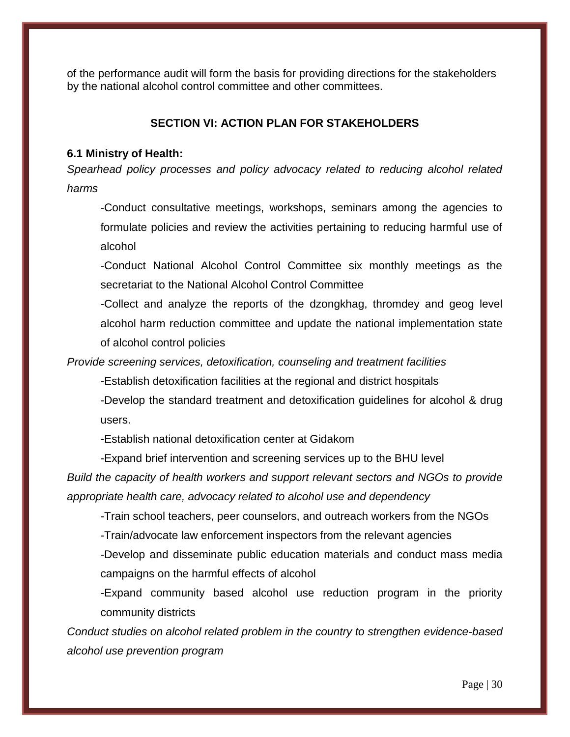of the performance audit will form the basis for providing directions for the stakeholders by the national alcohol control committee and other committees.

## SECTION VI: ACTION PLAN FOR STAKEHOLDERS

### 6.1 Ministry of Health:

*Spearhead policy processes and policy advocacy related to reducing alcohol related harms*

-Conduct consultative meetings, workshops, seminars among the agencies to formulate policies and review the activities pertaining to reducing harmful use of alcohol

-Conduct National Alcohol Control Committee six monthly meetings as the secretariat to the National Alcohol Control Committee

-Collect and analyze the reports of the dzongkhag, thromdey and geog level alcohol harm reduction committee and update the national implementation state of alcohol control policies

*Provide screening services, detoxification, counseling and treatment facilities*

-Establish detoxification facilities at the regional and district hospitals

-Develop the standard treatment and detoxification guidelines for alcohol & drug users.

-Establish national detoxification center at Gidakom

-Expand brief intervention and screening services up to the BHU level

*Build the capacity of health workers and support relevant sectors and NGOs to provide appropriate health care, advocacy related to alcohol use and dependency*

-Train school teachers, peer counselors, and outreach workers from the NGOs

-Train/advocate law enforcement inspectors from the relevant agencies

-Develop and disseminate public education materials and conduct mass media campaigns on the harmful effects of alcohol

-Expand community based alcohol use reduction program in the priority community districts

*Conduct studies on alcohol related problem in the country to strengthen evidence-based alcohol use prevention program*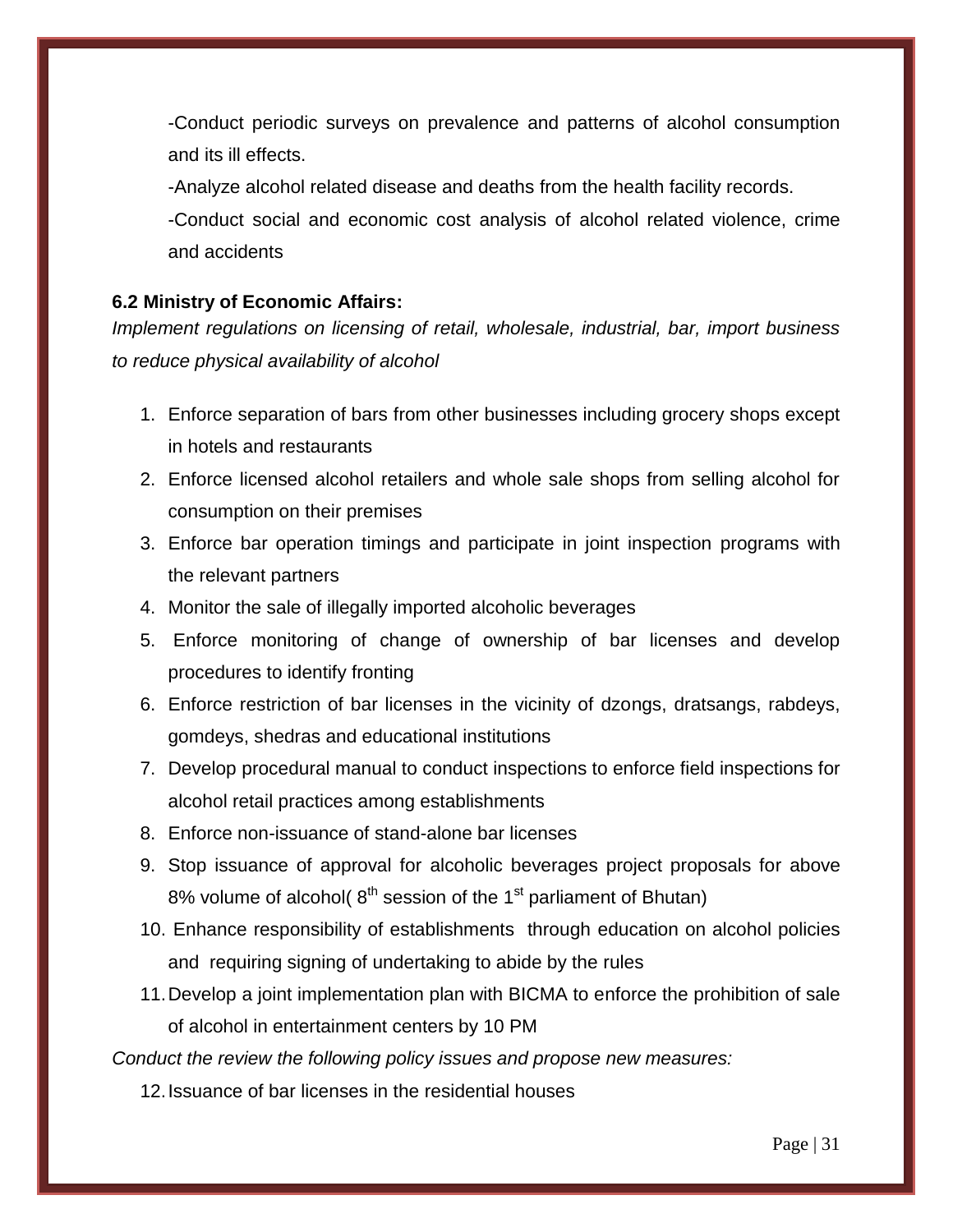-Conduct periodic surveys on prevalence and patterns of alcohol consumption and its ill effects.

-Analyze alcohol related disease and deaths from the health facility records.

-Conduct social and economic cost analysis of alcohol related violence, crime and accidents

**6.2 Ministry of Economic Affairs:**

*Implement regulations on licensing of retail, wholesale, industrial, bar, import business to reduce physical availability of alcohol*

1. Enforce separation of bars from other businesses including grocery shops except in hotels and restaurants
2. Enforce licensed alcohol retailers and whole sale shops from selling alcohol for consumption on their premises
3. Enforce bar operation timings and participate in joint inspection programs with the relevant partners
4. Monitor the sale of illegally imported alcoholic beverages
5. Enforce monitoring of change of ownership of bar licenses and develop procedures to identify fronting
6. Enforce restriction of bar licenses in the vicinity of dzongs, dratsangs, rabdeys, gomdeys, shedras and educational institutions
7. Develop procedural manual to conduct inspections to enforce field inspections for alcohol retail practices among establishments
8. Enforce non-issuance of stand-alone bar licenses
9. Stop issuance of approval for alcoholic beverages project proposals for above 8% volume of alcohol( 8th session of the 1st parliament of Bhutan)
10. Enhance responsibility of establishments through education on alcohol policies and requiring signing of undertaking to abide by the rules
11. Develop a joint implementation plan with BICMA to enforce the prohibition of sale of alcohol in entertainment centers by 10 PM

*Conduct the review the following policy issues and propose new measures:*

12. Issuance of bar licenses in the residential houses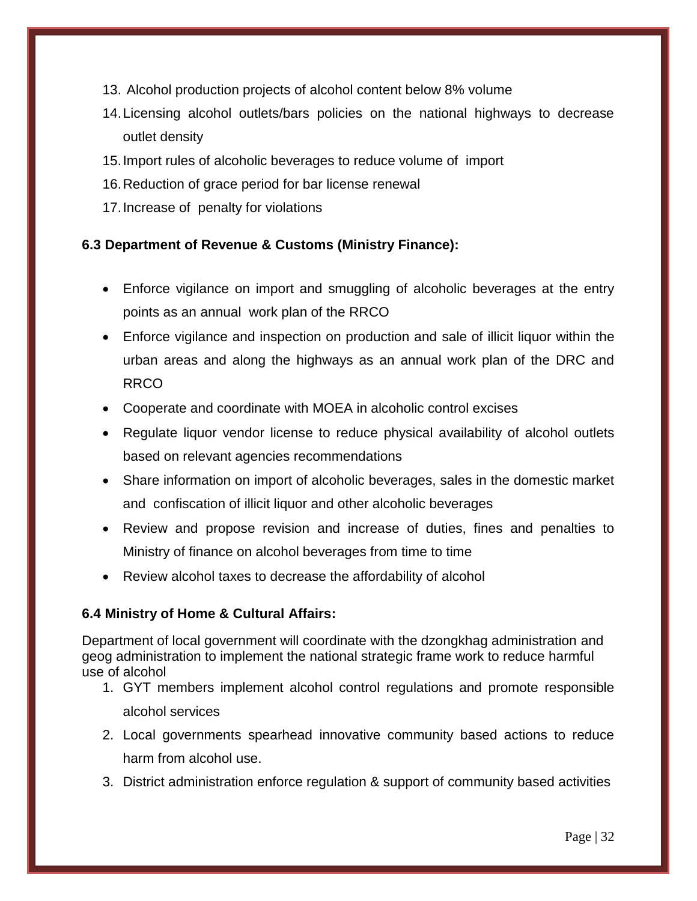13. Alcohol production projects of alcohol content below 8% volume
14. Licensing alcohol outlets/bars policies on the national highways to decrease outlet density
15. Import rules of alcoholic beverages to reduce volume of import
16. Reduction of grace period for bar license renewal
17. Increase of penalty for violations

### 6.3 Department of Revenue & Customs (Ministry Finance):

- Enforce vigilance on import and smuggling of alcoholic beverages at the entry points as an annual work plan of the RRCO
- Enforce vigilance and inspection on production and sale of illicit liquor within the urban areas and along the highways as an annual work plan of the DRC and RRCO
- Cooperate and coordinate with MOEA in alcoholic control excises
- Regulate liquor vendor license to reduce physical availability of alcohol outlets based on relevant agencies recommendations
- Share information on import of alcoholic beverages, sales in the domestic market and confiscation of illicit liquor and other alcoholic beverages
- Review and propose revision and increase of duties, fines and penalties to Ministry of finance on alcohol beverages from time to time
- Review alcohol taxes to decrease the affordability of alcohol

### 6.4 Ministry of Home & Cultural Affairs:

Department of local government will coordinate with the dzongkhag administration and geog administration to implement the national strategic frame work to reduce harmful use of alcohol

1. GYT members implement alcohol control regulations and promote responsible alcohol services
2. Local governments spearhead innovative community based actions to reduce harm from alcohol use.
3. District administration enforce regulation & support of community based activities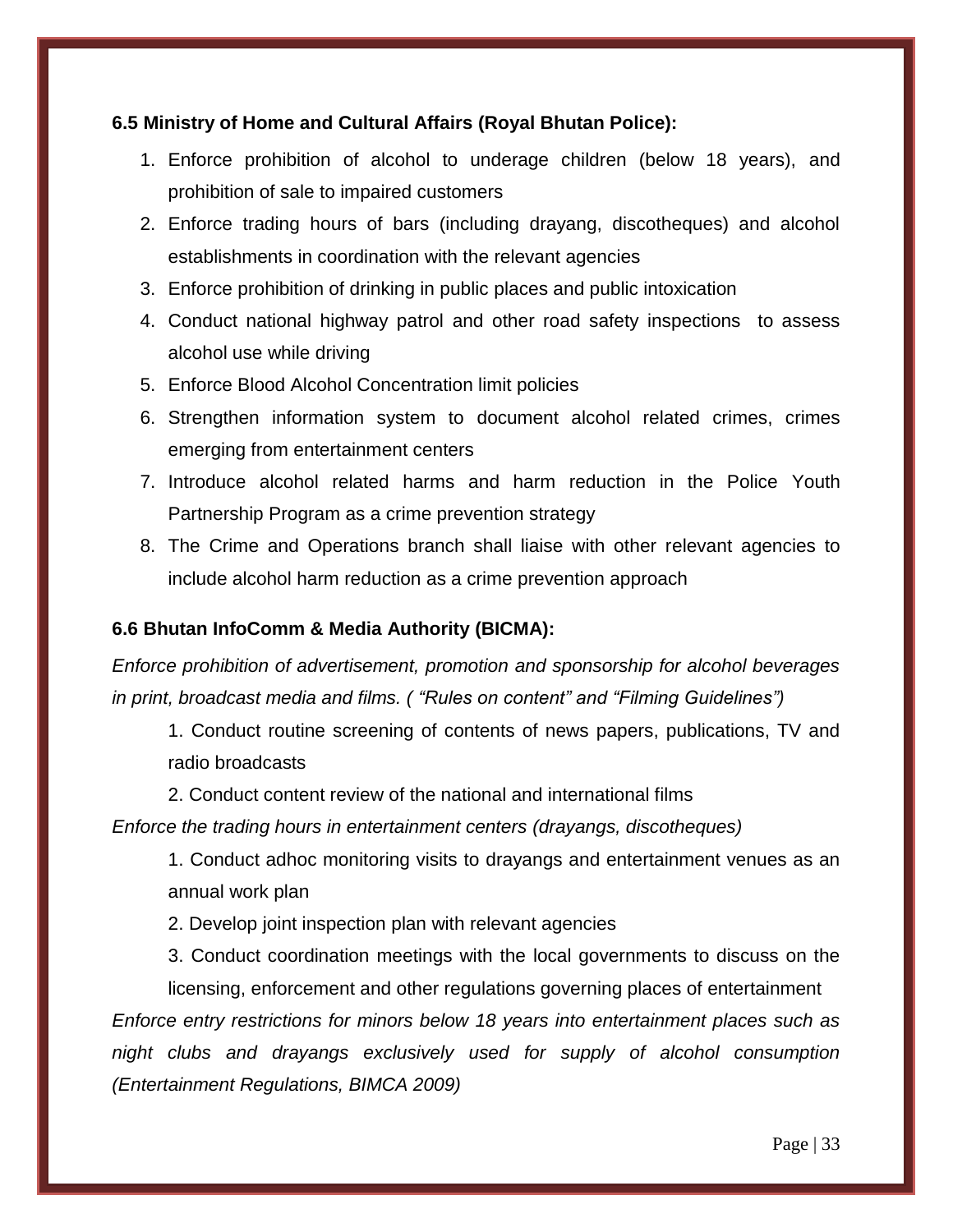**6.5 Ministry of Home and Cultural Affairs (Royal Bhutan Police):**

1. Enforce prohibition of alcohol to underage children (below 18 years), and prohibition of sale to impaired customers
2. Enforce trading hours of bars (including drayang, discotheques) and alcohol establishments in coordination with the relevant agencies
3. Enforce prohibition of drinking in public places and public intoxication
4. Conduct national highway patrol and other road safety inspections to assess alcohol use while driving
5. Enforce Blood Alcohol Concentration limit policies
6. Strengthen information system to document alcohol related crimes, crimes emerging from entertainment centers
7. Introduce alcohol related harms and harm reduction in the Police Youth Partnership Program as a crime prevention strategy
8. The Crime and Operations branch shall liaise with other relevant agencies to include alcohol harm reduction as a crime prevention approach

**6.6 Bhutan InfoComm & Media Authority (BICMA):**

*Enforce prohibition of advertisement, promotion and sponsorship for alcohol beverages in print, broadcast media and films. ( "Rules on content" and "Filming Guidelines")*

1. Conduct routine screening of contents of news papers, publications, TV and radio broadcasts
2. Conduct content review of the national and international films

*Enforce the trading hours in entertainment centers (drayangs, discotheques)*

1. Conduct adhoc monitoring visits to drayangs and entertainment venues as an annual work plan
2. Develop joint inspection plan with relevant agencies
3. Conduct coordination meetings with the local governments to discuss on the licensing, enforcement and other regulations governing places of entertainment

*Enforce entry restrictions for minors below 18 years into entertainment places such as night clubs and drayangs exclusively used for supply of alcohol consumption (Entertainment Regulations, BIMCA 2009)*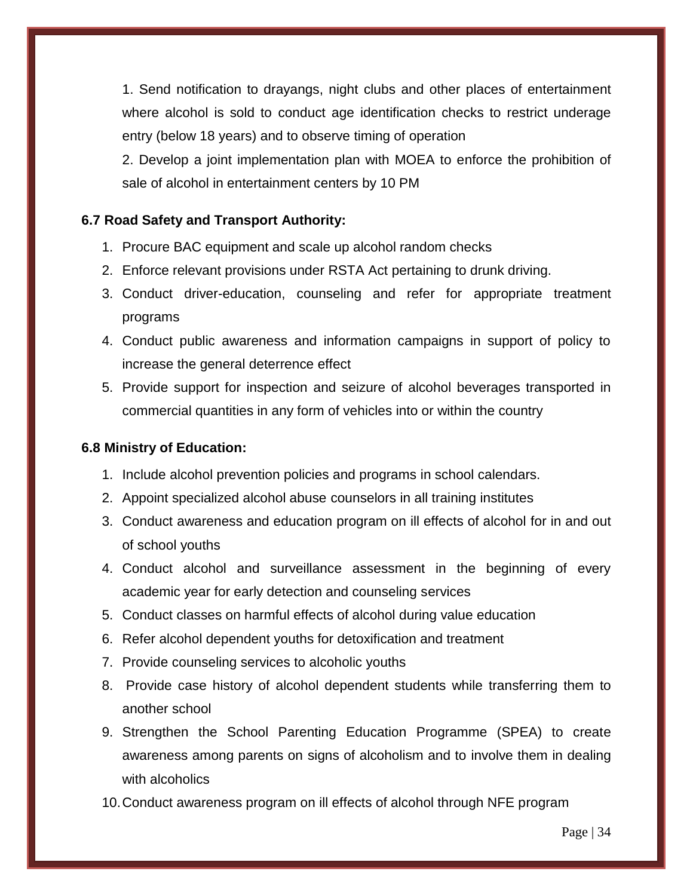1. Send notification to drayangs, night clubs and other places of entertainment where alcohol is sold to conduct age identification checks to restrict underage entry (below 18 years) and to observe timing of operation

2. Develop a joint implementation plan with MOEA to enforce the prohibition of sale of alcohol in entertainment centers by 10 PM

**6.7 Road Safety and Transport Authority:**

1. Procure BAC equipment and scale up alcohol random checks
2. Enforce relevant provisions under RSTA Act pertaining to drunk driving.
3. Conduct driver-education, counseling and refer for appropriate treatment programs
4. Conduct public awareness and information campaigns in support of policy to increase the general deterrence effect
5. Provide support for inspection and seizure of alcohol beverages transported in commercial quantities in any form of vehicles into or within the country

**6.8 Ministry of Education:**

1. Include alcohol prevention policies and programs in school calendars.
2. Appoint specialized alcohol abuse counselors in all training institutes
3. Conduct awareness and education program on ill effects of alcohol for in and out of school youths
4. Conduct alcohol and surveillance assessment in the beginning of every academic year for early detection and counseling services
5. Conduct classes on harmful effects of alcohol during value education
6. Refer alcohol dependent youths for detoxification and treatment
7. Provide counseling services to alcoholic youths
8. Provide case history of alcohol dependent students while transferring them to another school
9. Strengthen the School Parenting Education Programme (SPEA) to create awareness among parents on signs of alcoholism and to involve them in dealing with alcoholics
10. Conduct awareness program on ill effects of alcohol through NFE program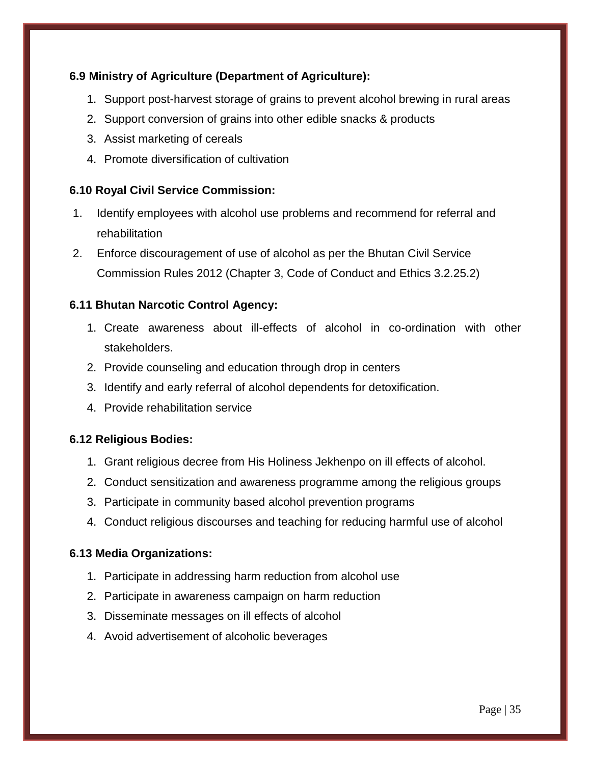**6.9 Ministry of Agriculture (Department of Agriculture):**

1. Support post-harvest storage of grains to prevent alcohol brewing in rural areas
2. Support conversion of grains into other edible snacks & products
3. Assist marketing of cereals
4. Promote diversification of cultivation

**6.10 Royal Civil Service Commission:**

1. Identify employees with alcohol use problems and recommend for referral and rehabilitation
2. Enforce discouragement of use of alcohol as per the Bhutan Civil Service Commission Rules 2012 (Chapter 3, Code of Conduct and Ethics 3.2.25.2)

**6.11 Bhutan Narcotic Control Agency:**

1. Create awareness about ill-effects of alcohol in co-ordination with other stakeholders.
2. Provide counseling and education through drop in centers
3. Identify and early referral of alcohol dependents for detoxification.
4. Provide rehabilitation service

**6.12 Religious Bodies:**

1. Grant religious decree from His Holiness Jekhenpo on ill effects of alcohol.
2. Conduct sensitization and awareness programme among the religious groups
3. Participate in community based alcohol prevention programs
4. Conduct religious discourses and teaching for reducing harmful use of alcohol

**6.13 Media Organizations:**

1. Participate in addressing harm reduction from alcohol use
2. Participate in awareness campaign on harm reduction
3. Disseminate messages on ill effects of alcohol
4. Avoid advertisement of alcoholic beverages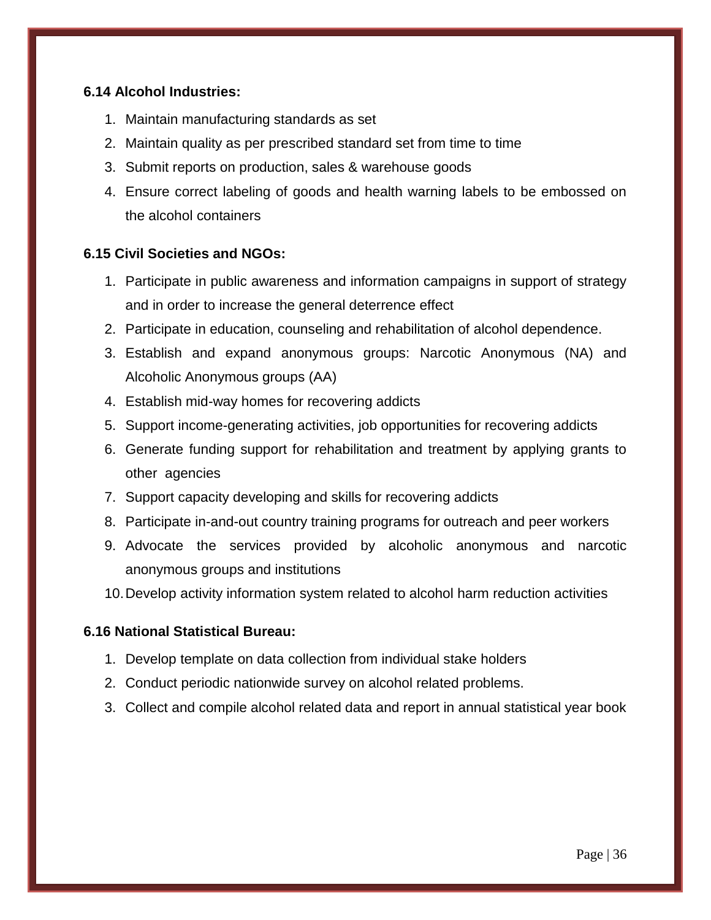### 6.14 Alcohol Industries:

1. Maintain manufacturing standards as set
2. Maintain quality as per prescribed standard set from time to time
3. Submit reports on production, sales & warehouse goods
4. Ensure correct labeling of goods and health warning labels to be embossed on the alcohol containers

### 6.15 Civil Societies and NGOs:

1. Participate in public awareness and information campaigns in support of strategy and in order to increase the general deterrence effect
2. Participate in education, counseling and rehabilitation of alcohol dependence.
3. Establish and expand anonymous groups: Narcotic Anonymous (NA) and Alcoholic Anonymous groups (AA)
4. Establish mid-way homes for recovering addicts
5. Support income-generating activities, job opportunities for recovering addicts
6. Generate funding support for rehabilitation and treatment by applying grants to other agencies
7. Support capacity developing and skills for recovering addicts
8. Participate in-and-out country training programs for outreach and peer workers
9. Advocate the services provided by alcoholic anonymous and narcotic anonymous groups and institutions
10. Develop activity information system related to alcohol harm reduction activities

### 6.16 National Statistical Bureau:

1. Develop template on data collection from individual stake holders
2. Conduct periodic nationwide survey on alcohol related problems.
3. Collect and compile alcohol related data and report in annual statistical year book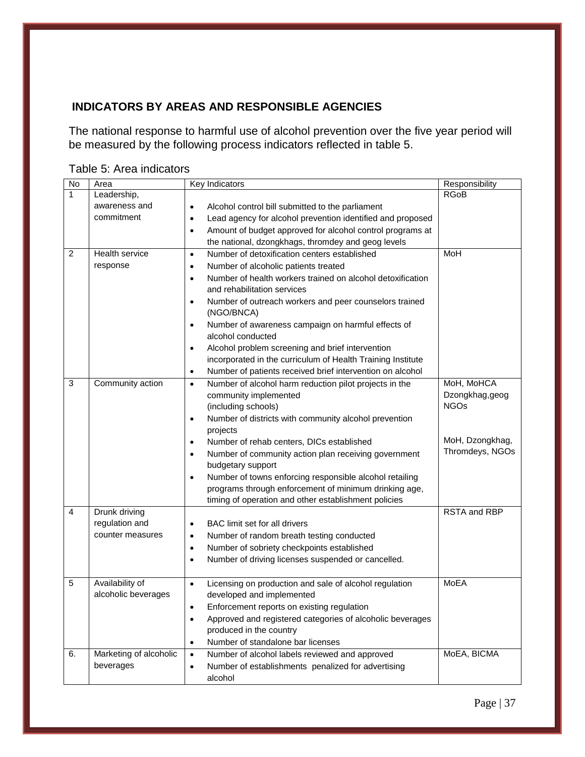## INDICATORS BY AREAS AND RESPONSIBLE AGENCIES

The national response to harmful use of alcohol prevention over the five year period will be measured by the following process indicators reflected in table 5.

Table 5: Area indicators

| No | Area | Key Indicators | Responsibility |
|---|---|---|---|
| 1 | Leadership, awareness and commitment | • Alcohol control bill submitted to the parliament<br>• Lead agency for alcohol prevention identified and proposed<br>• Amount of budget approved for alcohol control programs at the national, dzongkhags, thromdey and geog levels | RGoB |
| 2 | Health service response | • Number of detoxification centers established<br>• Number of alcoholic patients treated<br>• Number of health workers trained on alcohol detoxification and rehabilitation services<br>• Number of outreach workers and peer counselors trained (NGO/BNCA)<br>• Number of awareness campaign on harmful effects of alcohol conducted<br>• Alcohol problem screening and brief intervention incorporated in the curriculum of Health Training Institute<br>• Number of patients received brief intervention on alcohol | MoH |
| 3 | Community action | • Number of alcohol harm reduction pilot projects in the community implemented (including schools)<br>• Number of districts with community alcohol prevention projects<br>• Number of rehab centers, DICs established<br>• Number of community action plan receiving government budgetary support<br>• Number of towns enforcing responsible alcohol retailing programs through enforcement of minimum drinking age, timing of operation and other establishment policies | MoH, MoHCA Dzongkhag,geog NGOs<br><br>MoH, Dzongkhag, Thromdeys, NGOs |
| 4 | Drunk driving regulation and counter measures | • BAC limit set for all drivers<br>• Number of random breath testing conducted<br>• Number of sobriety checkpoints established<br>• Number of driving licenses suspended or cancelled. | RSTA and RBP |
| 5 | Availability of alcoholic beverages | • Licensing on production and sale of alcohol regulation developed and implemented<br>• Enforcement reports on existing regulation<br>• Approved and registered categories of alcoholic beverages produced in the country<br>• Number of standalone bar licenses | MoEA |
| 6. | Marketing of alcoholic beverages | • Number of alcohol labels reviewed and approved<br>• Number of establishments penalized for advertising alcohol | MoEA, BICMA |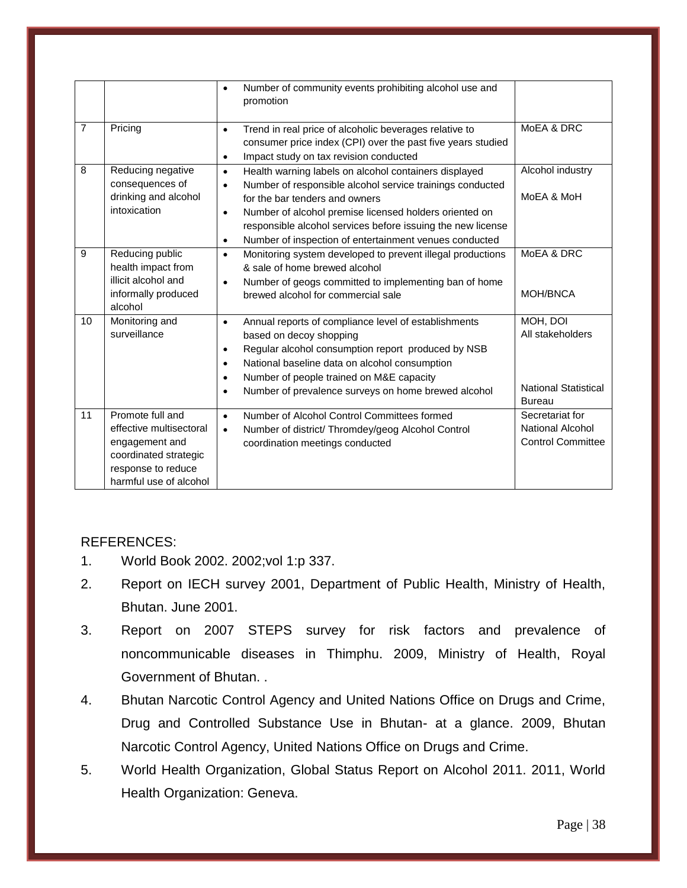| | | | |
|---|---|---|---|
| | | • Number of community events prohibiting alcohol use and promotion | |
| 7 | Pricing | • Trend in real price of alcoholic beverages relative to consumer price index (CPI) over the past five years studied<br>• Impact study on tax revision conducted | MoEA & DRC |
| 8 | Reducing negative consequences of drinking and alcohol intoxication | • Health warning labels on alcohol containers displayed<br>• Number of responsible alcohol service trainings conducted for the bar tenders and owners<br>• Number of alcohol premise licensed holders oriented on responsible alcohol services before issuing the new license<br>• Number of inspection of entertainment venues conducted | Alcohol industry<br><br>MoEA & MoH |
| 9 | Reducing public health impact from illicit alcohol and informally produced alcohol | • Monitoring system developed to prevent illegal productions & sale of home brewed alcohol<br>• Number of geogs committed to implementing ban of home brewed alcohol for commercial sale | MoEA & DRC<br><br>MOH/BNCA |
| 10 | Monitoring and surveillance | • Annual reports of compliance level of establishments based on decoy shopping<br>• Regular alcohol consumption report produced by NSB<br>• National baseline data on alcohol consumption<br>• Number of people trained on M&E capacity<br>• Number of prevalence surveys on home brewed alcohol | MOH, DOI<br>All stakeholders<br><br>National Statistical Bureau |
| 11 | Promote full and effective multisectoral engagement and coordinated strategic response to reduce harmful use of alcohol | • Number of Alcohol Control Committees formed<br>• Number of district/ Thromdey/geog Alcohol Control coordination meetings conducted | Secretariat for National Alcohol Control Committee |

REFERENCES:

1. World Book 2002. 2002;vol 1:p 337.
2. Report on IECH survey 2001, Department of Public Health, Ministry of Health, Bhutan. June 2001.
3. Report on 2007 STEPS survey for risk factors and prevalence of noncommunicable diseases in Thimphu. 2009, Ministry of Health, Royal Government of Bhutan. .
4. Bhutan Narcotic Control Agency and United Nations Office on Drugs and Crime, Drug and Controlled Substance Use in Bhutan- at a glance. 2009, Bhutan Narcotic Control Agency, United Nations Office on Drugs and Crime.
5. World Health Organization, Global Status Report on Alcohol 2011. 2011, World Health Organization: Geneva.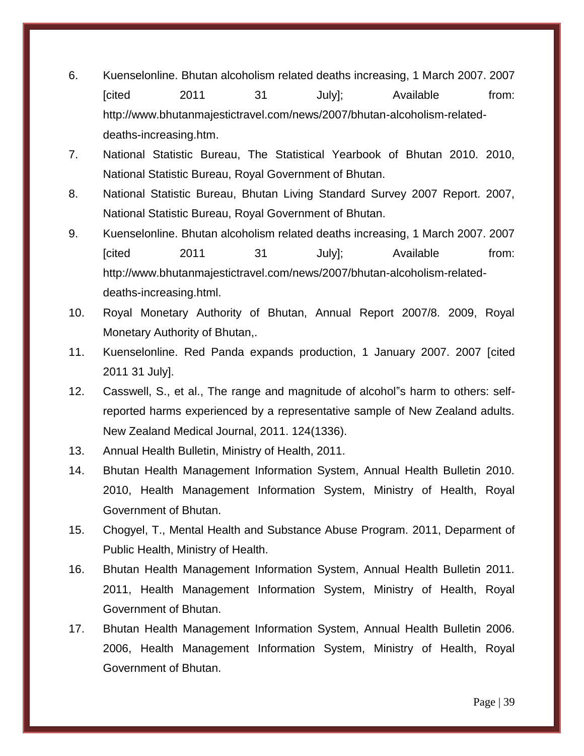6. Kuenselonline. Bhutan alcoholism related deaths increasing, 1 March 2007. 2007 [cited 2011 31 July]; Available from: http://www.bhutanmajestictravel.com/news/2007/bhutan-alcoholism-related-deaths-increasing.htm.
7. National Statistic Bureau, The Statistical Yearbook of Bhutan 2010. 2010, National Statistic Bureau, Royal Government of Bhutan.
8. National Statistic Bureau, Bhutan Living Standard Survey 2007 Report. 2007, National Statistic Bureau, Royal Government of Bhutan.
9. Kuenselonline. Bhutan alcoholism related deaths increasing, 1 March 2007. 2007 [cited 2011 31 July]; Available from: http://www.bhutanmajestictravel.com/news/2007/bhutan-alcoholism-related-deaths-increasing.html.
10. Royal Monetary Authority of Bhutan, Annual Report 2007/8. 2009, Royal Monetary Authority of Bhutan,.
11. Kuenselonline. Red Panda expands production, 1 January 2007. 2007 [cited 2011 31 July].
12. Casswell, S., et al., The range and magnitude of alcohol‟s harm to others: self-reported harms experienced by a representative sample of New Zealand adults. New Zealand Medical Journal, 2011. 124(1336).
13. Annual Health Bulletin, Ministry of Health, 2011.
14. Bhutan Health Management Information System, Annual Health Bulletin 2010. 2010, Health Management Information System, Ministry of Health, Royal Government of Bhutan.
15. Chogyel, T., Mental Health and Substance Abuse Program. 2011, Deparment of Public Health, Ministry of Health.
16. Bhutan Health Management Information System, Annual Health Bulletin 2011. 2011, Health Management Information System, Ministry of Health, Royal Government of Bhutan.
17. Bhutan Health Management Information System, Annual Health Bulletin 2006. 2006, Health Management Information System, Ministry of Health, Royal Government of Bhutan.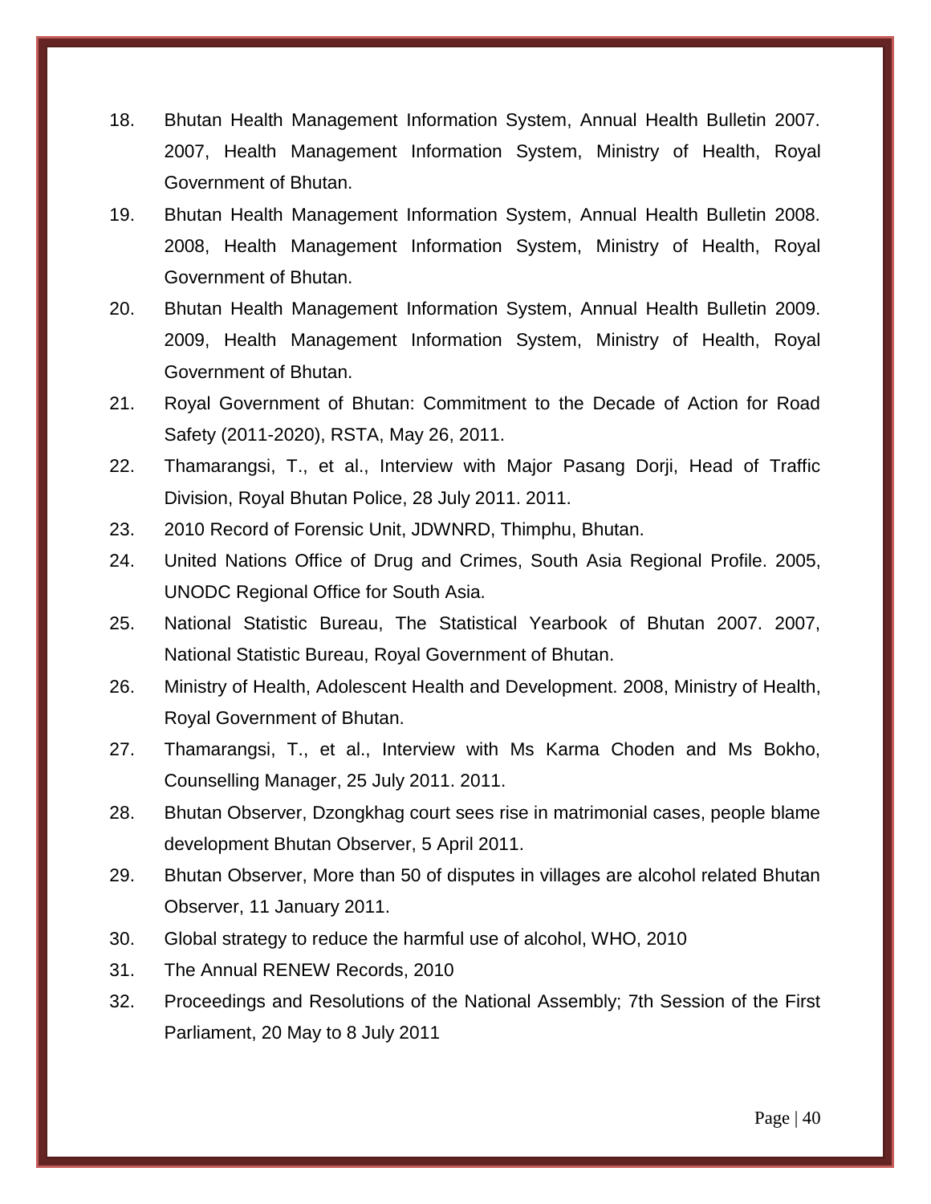18. Bhutan Health Management Information System, Annual Health Bulletin 2007. 2007, Health Management Information System, Ministry of Health, Royal Government of Bhutan.
19. Bhutan Health Management Information System, Annual Health Bulletin 2008. 2008, Health Management Information System, Ministry of Health, Royal Government of Bhutan.
20. Bhutan Health Management Information System, Annual Health Bulletin 2009. 2009, Health Management Information System, Ministry of Health, Royal Government of Bhutan.
21. Royal Government of Bhutan: Commitment to the Decade of Action for Road Safety (2011-2020), RSTA, May 26, 2011.
22. Thamarangsi, T., et al., Interview with Major Pasang Dorji, Head of Traffic Division, Royal Bhutan Police, 28 July 2011. 2011.
23. 2010 Record of Forensic Unit, JDWNRD, Thimphu, Bhutan.
24. United Nations Office of Drug and Crimes, South Asia Regional Profile. 2005, UNODC Regional Office for South Asia.
25. National Statistic Bureau, The Statistical Yearbook of Bhutan 2007. 2007, National Statistic Bureau, Royal Government of Bhutan.
26. Ministry of Health, Adolescent Health and Development. 2008, Ministry of Health, Royal Government of Bhutan.
27. Thamarangsi, T., et al., Interview with Ms Karma Choden and Ms Bokho, Counselling Manager, 25 July 2011. 2011.
28. Bhutan Observer, Dzongkhag court sees rise in matrimonial cases, people blame development Bhutan Observer, 5 April 2011.
29. Bhutan Observer, More than 50 of disputes in villages are alcohol related Bhutan Observer, 11 January 2011.
30. Global strategy to reduce the harmful use of alcohol, WHO, 2010
31. The Annual RENEW Records, 2010
32. Proceedings and Resolutions of the National Assembly; 7th Session of the First Parliament, 20 May to 8 July 2011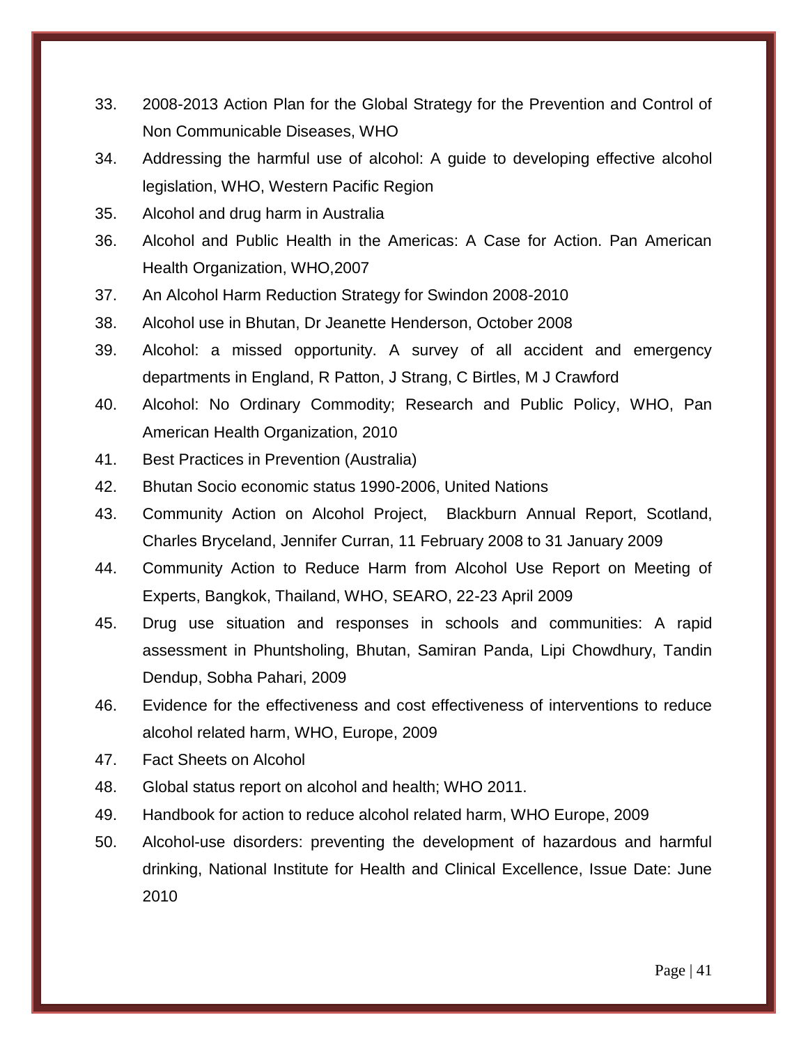33. 2008-2013 Action Plan for the Global Strategy for the Prevention and Control of Non Communicable Diseases, WHO
34. Addressing the harmful use of alcohol: A guide to developing effective alcohol legislation, WHO, Western Pacific Region
35. Alcohol and drug harm in Australia
36. Alcohol and Public Health in the Americas: A Case for Action. Pan American Health Organization, WHO,2007
37. An Alcohol Harm Reduction Strategy for Swindon 2008-2010
38. Alcohol use in Bhutan, Dr Jeanette Henderson, October 2008
39. Alcohol: a missed opportunity. A survey of all accident and emergency departments in England, R Patton, J Strang, C Birtles, M J Crawford
40. Alcohol: No Ordinary Commodity; Research and Public Policy, WHO, Pan American Health Organization, 2010
41. Best Practices in Prevention (Australia)
42. Bhutan Socio economic status 1990-2006, United Nations
43. Community Action on Alcohol Project, Blackburn Annual Report, Scotland, Charles Bryceland, Jennifer Curran, 11 February 2008 to 31 January 2009
44. Community Action to Reduce Harm from Alcohol Use Report on Meeting of Experts, Bangkok, Thailand, WHO, SEARO, 22-23 April 2009
45. Drug use situation and responses in schools and communities: A rapid assessment in Phuntsholing, Bhutan, Samiran Panda, Lipi Chowdhury, Tandin Dendup, Sobha Pahari, 2009
46. Evidence for the effectiveness and cost effectiveness of interventions to reduce alcohol related harm, WHO, Europe, 2009
47. Fact Sheets on Alcohol
48. Global status report on alcohol and health; WHO 2011.
49. Handbook for action to reduce alcohol related harm, WHO Europe, 2009
50. Alcohol-use disorders: preventing the development of hazardous and harmful drinking, National Institute for Health and Clinical Excellence, Issue Date: June 2010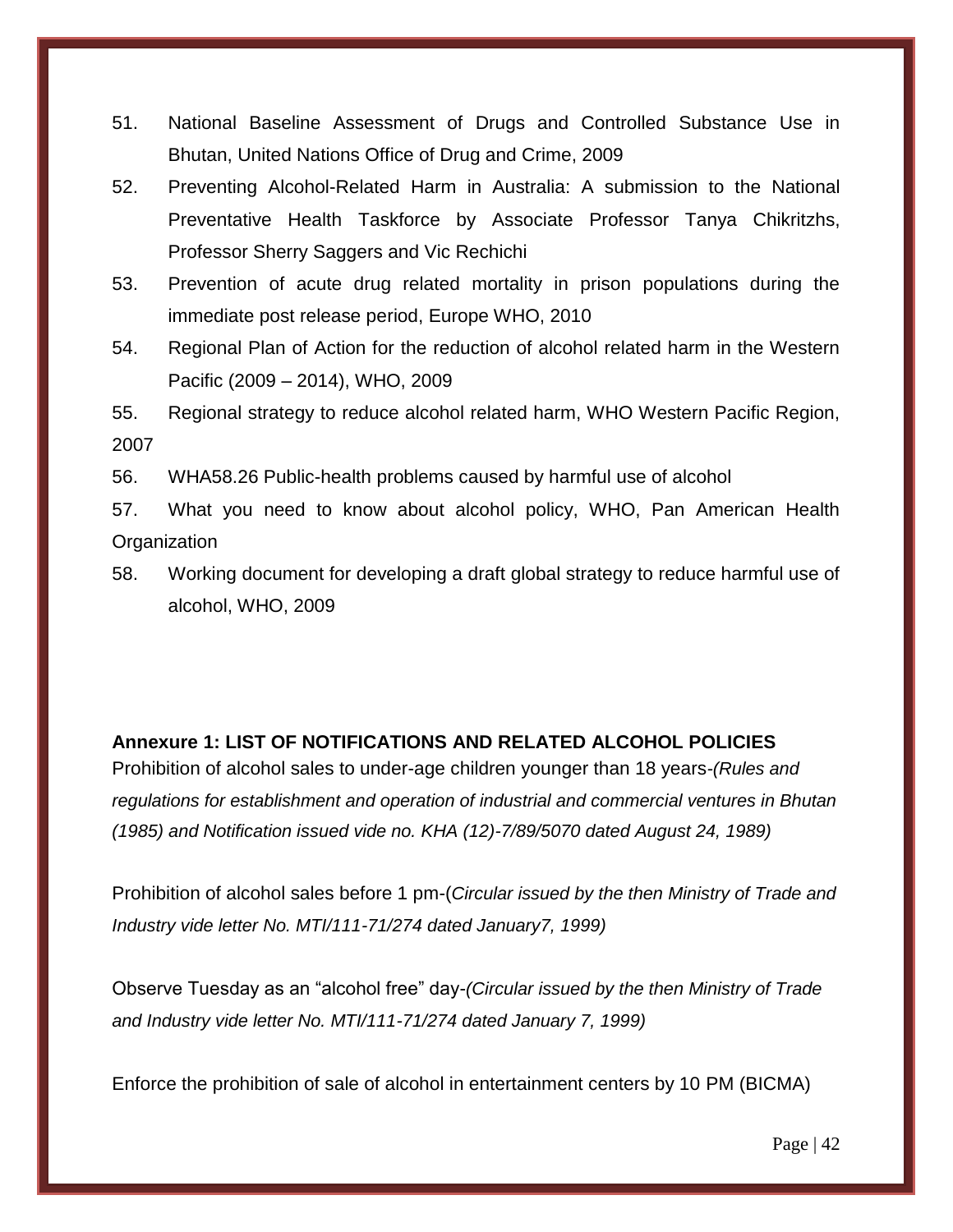51. National Baseline Assessment of Drugs and Controlled Substance Use in Bhutan, United Nations Office of Drug and Crime, 2009
52. Preventing Alcohol-Related Harm in Australia: A submission to the National Preventative Health Taskforce by Associate Professor Tanya Chikritzhs, Professor Sherry Saggers and Vic Rechichi
53. Prevention of acute drug related mortality in prison populations during the immediate post release period, Europe WHO, 2010
54. Regional Plan of Action for the reduction of alcohol related harm in the Western Pacific (2009 – 2014), WHO, 2009
55. Regional strategy to reduce alcohol related harm, WHO Western Pacific Region, 2007
56. WHA58.26 Public-health problems caused by harmful use of alcohol
57. What you need to know about alcohol policy, WHO, Pan American Health Organization
58. Working document for developing a draft global strategy to reduce harmful use of alcohol, WHO, 2009

**Annexure 1: LIST OF NOTIFICATIONS AND RELATED ALCOHOL POLICIES**

Prohibition of alcohol sales to under-age children younger than 18 years-*(Rules and regulations for establishment and operation of industrial and commercial ventures in Bhutan (1985) and Notification issued vide no. KHA (12)-7/89/5070 dated August 24, 1989)*

Prohibition of alcohol sales before 1 pm-(*Circular issued by the then Ministry of Trade and Industry vide letter No. MTI/111-71/274 dated January7, 1999)*

Observe Tuesday as an "alcohol free" day-*(Circular issued by the then Ministry of Trade and Industry vide letter No. MTI/111-71/274 dated January 7, 1999)*

Enforce the prohibition of sale of alcohol in entertainment centers by 10 PM (BICMA)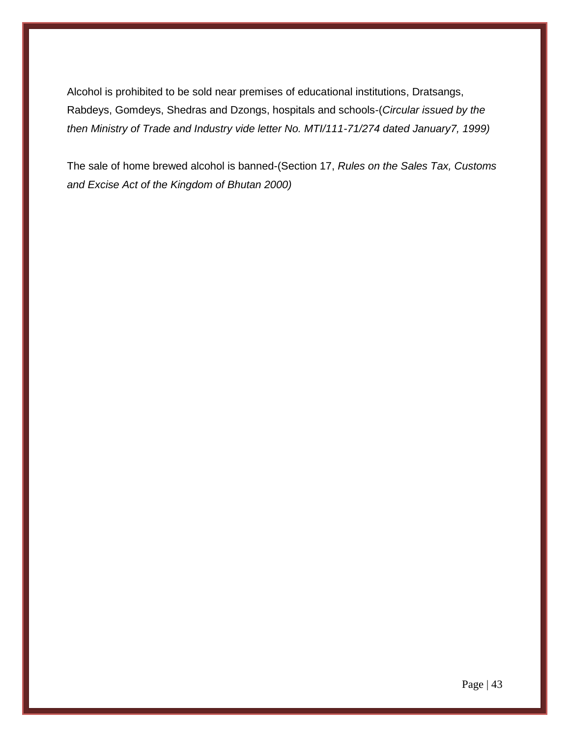Alcohol is prohibited to be sold near premises of educational institutions, Dratsangs, Rabdeys, Gomdeys, Shedras and Dzongs, hospitals and schools-(*Circular issued by the then Ministry of Trade and Industry vide letter No. MTI/111-71/274 dated January7, 1999)*

The sale of home brewed alcohol is banned-(Section 17, *Rules on the Sales Tax, Customs and Excise Act of the Kingdom of Bhutan 2000)*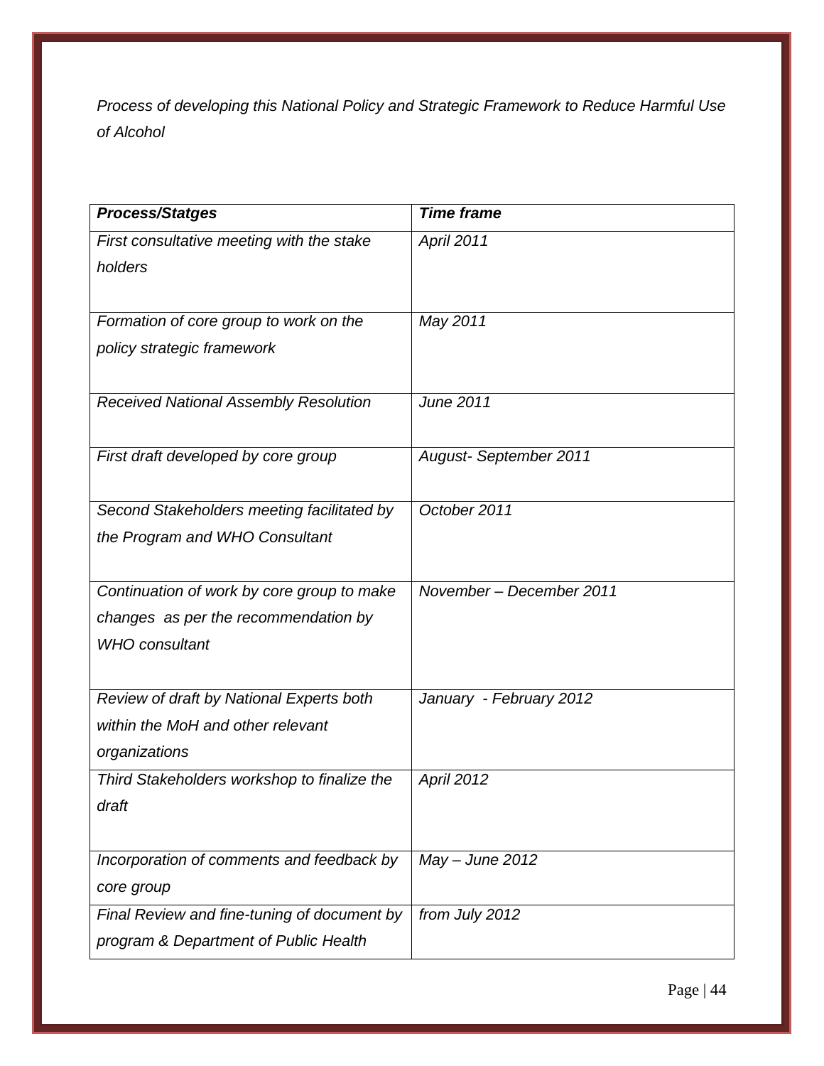*Process of developing this National Policy and Strategic Framework to Reduce Harmful Use of Alcohol*

| ***Process/Statges*** | ***Time frame*** |
|---|---|
| *First consultative meeting with the stake holders* | *April 2011* |
| *Formation of core group to work on the policy strategic framework* | *May 2011* |
| *Received National Assembly Resolution* | *June 2011* |
| *First draft developed by core group* | *August- September 2011* |
| *Second Stakeholders meeting facilitated by the Program and WHO Consultant* | *October 2011* |
| *Continuation of work by core group to make changes as per the recommendation by WHO consultant* | *November – December 2011* |
| *Review of draft by National Experts both within the MoH and other relevant organizations* | *January - February 2012* |
| *Third Stakeholders workshop to finalize the draft* | *April 2012* |
| *Incorporation of comments and feedback by core group* | *May – June 2012* |
| *Final Review and fine-tuning of document by program & Department of Public Health* | *from July 2012* |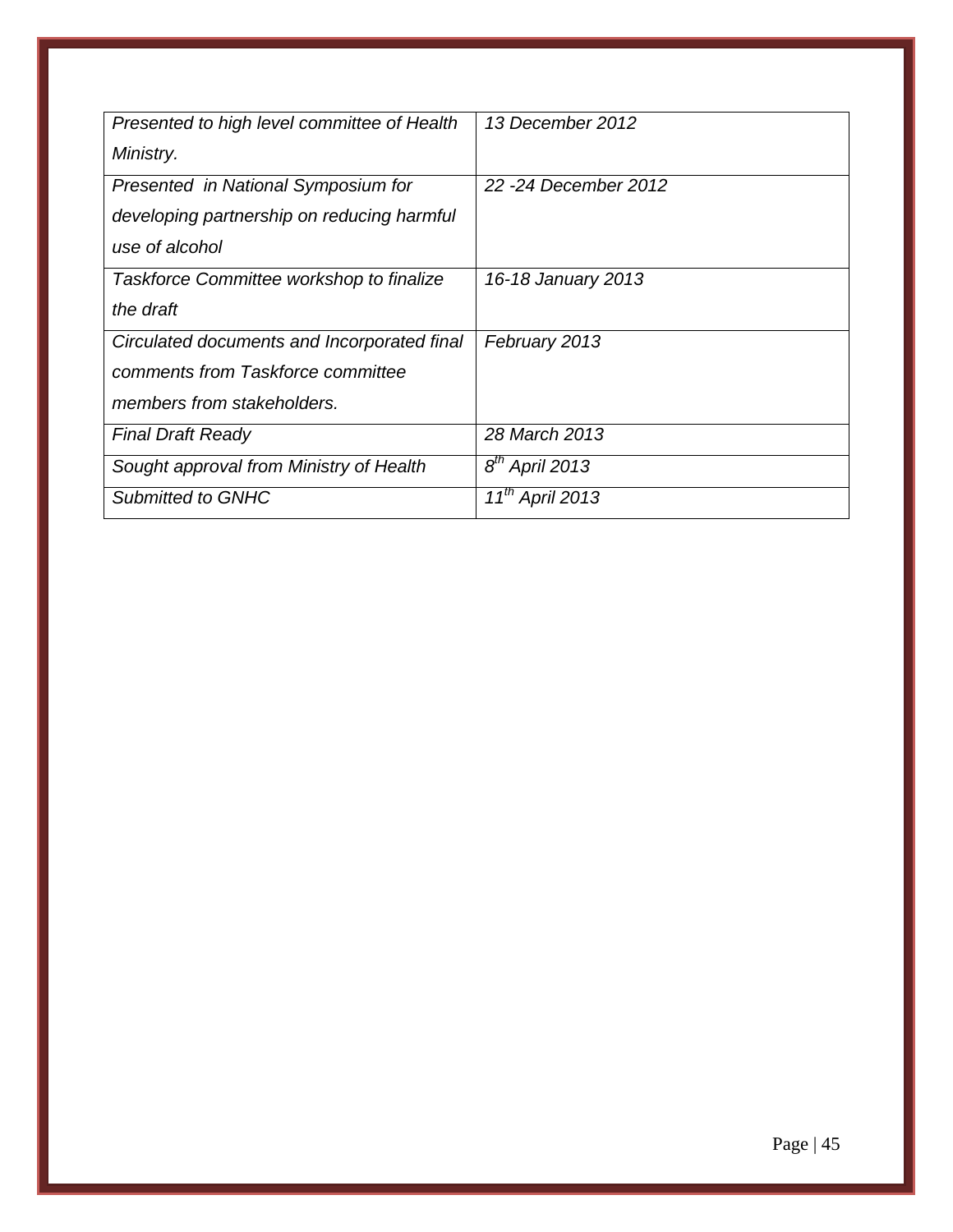| | |
|---|---|
| *Presented to high level committee of Health Ministry.* | *13 December 2012* |
| *Presented in National Symposium for developing partnership on reducing harmful use of alcohol* | *22 -24 December 2012* |
| *Taskforce Committee workshop to finalize the draft* | *16-18 January 2013* |
| *Circulated documents and Incorporated final comments from Taskforce committee members from stakeholders.* | *February 2013* |
| *Final Draft Ready* | *28 March 2013* |
| *Sought approval from Ministry of Health* | *8th April 2013* |
| *Submitted to GNHC* | *11th April 2013* |